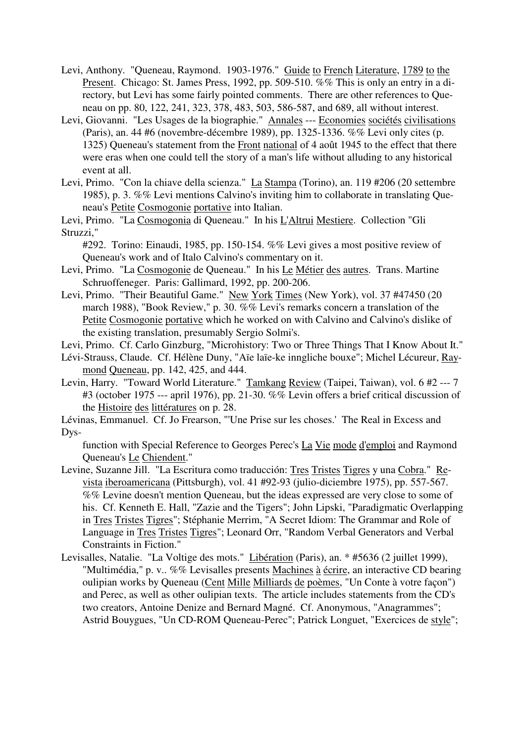Levi, Anthony. "Queneau, Raymond. 1903-1976." Guide to French Literature, 1789 to the Present. Chicago: St. James Press, 1992, pp. 509-510. %% This is only an entry in a directory, but Levi has some fairly pointed comments. There are other references to Queneau on pp. 80, 122, 241, 323, 378, 483, 503, 586-587, and 689, all without interest.

Levi, Giovanni. "Les Usages de la biographie." Annales --- Economies sociétés civilisations (Paris), an. 44 #6 (novembre-décembre 1989), pp. 1325-1336. %% Levi only cites (p. 1325) Queneau's statement from the Front national of 4 août 1945 to the effect that there were eras when one could tell the story of a man's life without alluding to any historical event at all.

Levi, Primo. "Con la chiave della scienza." La Stampa (Torino), an. 119 #206 (20 settembre 1985), p. 3. %% Levi mentions Calvino's inviting him to collaborate in translating Queneau's Petite Cosmogonie portative into Italian.

Levi, Primo. "La Cosmogonia di Queneau." In his L'Altrui Mestiere. Collection "Gli Struzzi," #292. Torino: Einaudi, 1985, pp. 150-154. %% Levi gives a most positive review of Queneau's work and of Italo Calvino's commentary on it.

Levi, Primo. "La Cosmogonie de Queneau." In his Le Métier des autres. Trans. Martine Schruoffeneger. Paris: Gallimard, 1992, pp. 200-206.

Levi, Primo. "Their Beautiful Game." New York Times (New York), vol. 37 #47450 (20 march 1988), "Book Review," p. 30. %% Levi's remarks concern a translation of the Petite Cosmogonie portative which he worked on with Calvino and Calvino's dislike of the existing translation, presumably Sergio Solmi's.

Levi, Primo. Cf. Carlo Ginzburg, "Microhistory: Two or Three Things That I Know About It."

Lévi-Strauss, Claude. Cf. Hélène Duny, "Aïe laïe-ke inngliche bouxe"; Michel Lécureur, Raymond Queneau, pp. 142, 425, and 444.

Levin, Harry. "Toward World Literature." Tamkang Review (Taipei, Taiwan), vol. 6 #2 --- 7 #3 (october 1975 --- april 1976), pp. 21-30. %% Levin offers a brief critical discussion of the Histoire des littératures on p. 28.

Lévinas, Emmanuel. Cf. Jo Frearson, "'Une Prise sur les choses.' The Real in Excess and Dysfunction with Special Reference to Georges Perec's La Vie mode d'emploi and Raymond Queneau's Le Chiendent."

Levine, Suzanne Jill. "La Escritura como traducción: Tres Tristes Tigres y una Cobra." Revista iberoamericana (Pittsburgh), vol. 41 #92-93 (julio-diciembre 1975), pp. 557-567. %% Levine doesn't mention Queneau, but the ideas expressed are very close to some of his. Cf. Kenneth E. Hall, "Zazie and the Tigers"; John Lipski, "Paradigmatic Overlapping in Tres Tristes Tigres"; Stéphanie Merrim, "A Secret Idiom: The Grammar and Role of Language in Tres Tristes Tigres"; Leonard Orr, "Random Verbal Generators and Verbal Constraints in Fiction."

Levisalles, Natalie. "La Voltige des mots." Libération (Paris), an. * #5636 (2 juillet 1999), "Multimédia," p. v.. %% Levisalles presents Machines à écrire, an interactive CD bearing oulipian works by Queneau (Cent Mille Milliards de poèmes, "Un Conte à votre façon") and Perec, as well as other oulipian texts. The article includes statements from the CD's two creators, Antoine Denize and Bernard Magné. Cf. Anonymous, "Anagrammes"; Astrid Bouygues, "Un CD-ROM Queneau-Perec"; Patrick Longuet, "Exercices de style";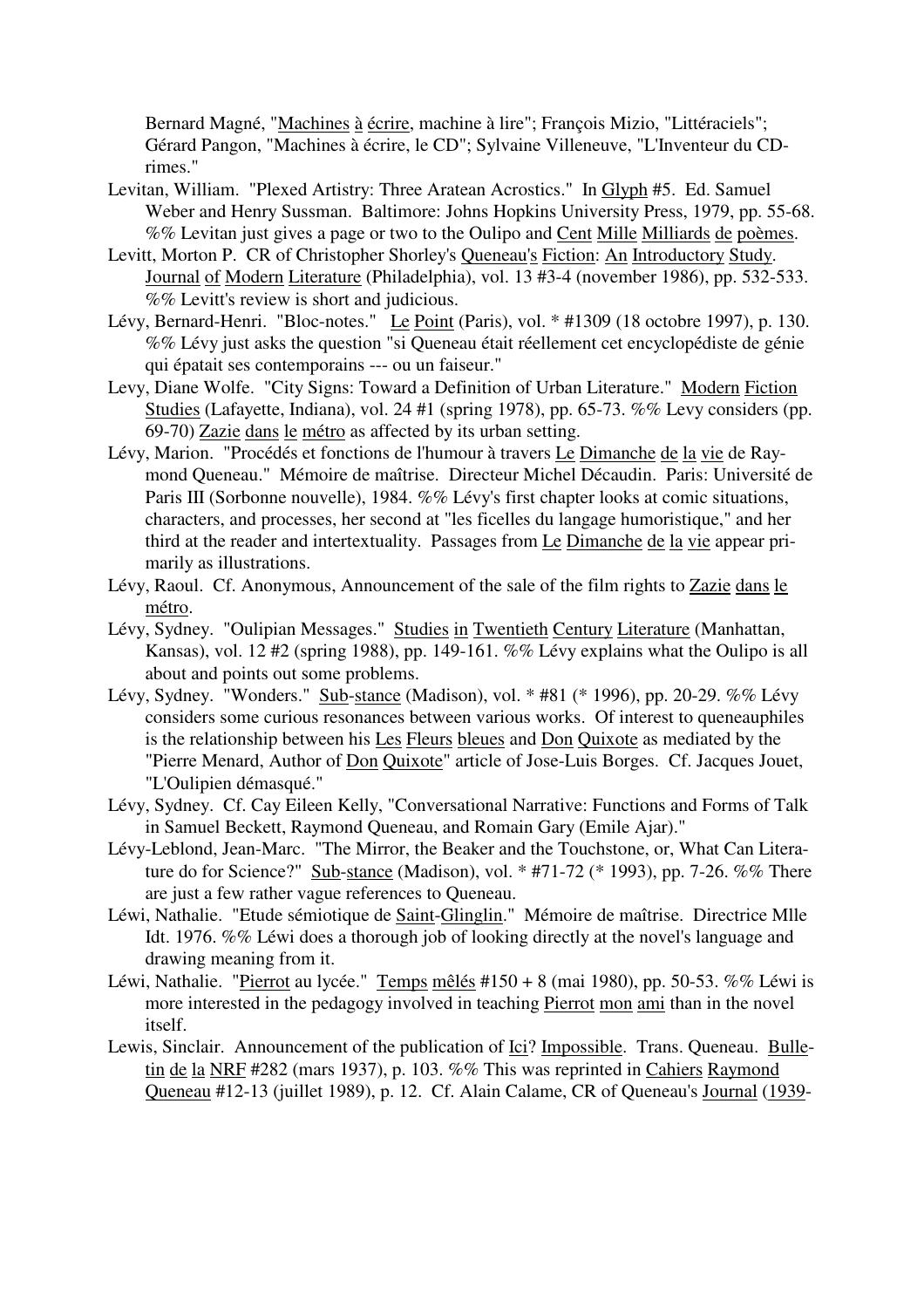Bernard Magné, "Machines à écrire, machine à lire"; François Mizio, "Littéraciels"; Gérard Pangon, "Machines à écrire, le CD"; Sylvaine Villeneuve, "L'Inventeur du CD-rimes."

Levitan, William. "Plexed Artistry: Three Aratean Acrostics." In Glyph #5. Ed. Samuel Weber and Henry Sussman. Baltimore: Johns Hopkins University Press, 1979, pp. 55-68. %% Levitan just gives a page or two to the Oulipo and Cent Mille Milliards de poèmes.

Levitt, Morton P. CR of Christopher Shorley's Queneau's Fiction: An Introductory Study. Journal of Modern Literature (Philadelphia), vol. 13 #3-4 (november 1986), pp. 532-533. %% Levitt's review is short and judicious.

Lévy, Bernard-Henri. "Bloc-notes." Le Point (Paris), vol. * #1309 (18 octobre 1997), p. 130. %% Lévy just asks the question "si Queneau était réellement cet encyclopédiste de génie qui épatait ses contemporains --- ou un faiseur."

Levy, Diane Wolfe. "City Signs: Toward a Definition of Urban Literature." Modern Fiction Studies (Lafayette, Indiana), vol. 24 #1 (spring 1978), pp. 65-73. %% Levy considers (pp. 69-70) Zazie dans le métro as affected by its urban setting.

Lévy, Marion. "Procédés et fonctions de l'humour à travers Le Dimanche de la vie de Raymond Queneau." Mémoire de maîtrise. Directeur Michel Décaudin. Paris: Université de Paris III (Sorbonne nouvelle), 1984. %% Lévy's first chapter looks at comic situations, characters, and processes, her second at "les ficelles du langage humoristique," and her third at the reader and intertextuality. Passages from Le Dimanche de la vie appear primarily as illustrations.

Lévy, Raoul. Cf. Anonymous, Announcement of the sale of the film rights to Zazie dans le métro.

Lévy, Sydney. "Oulipian Messages." Studies in Twentieth Century Literature (Manhattan, Kansas), vol. 12 #2 (spring 1988), pp. 149-161. %% Lévy explains what the Oulipo is all about and points out some problems.

Lévy, Sydney. "Wonders." Sub-stance (Madison), vol. * #81 (* 1996), pp. 20-29. %% Lévy considers some curious resonances between various works. Of interest to queneauphiles is the relationship between his Les Fleurs bleues and Don Quixote as mediated by the "Pierre Menard, Author of Don Quixote" article of Jose-Luis Borges. Cf. Jacques Jouet, "L'Oulipien démasqué."

Lévy, Sydney. Cf. Cay Eileen Kelly, "Conversational Narrative: Functions and Forms of Talk in Samuel Beckett, Raymond Queneau, and Romain Gary (Emile Ajar)."

Lévy-Leblond, Jean-Marc. "The Mirror, the Beaker and the Touchstone, or, What Can Literature do for Science?" Sub-stance (Madison), vol. * #71-72 (* 1993), pp. 7-26. %% There are just a few rather vague references to Queneau.

Léwi, Nathalie. "Etude sémiotique de Saint-Glinglin." Mémoire de maîtrise. Directrice Mlle Idt. 1976. %% Léwi does a thorough job of looking directly at the novel's language and drawing meaning from it.

Léwi, Nathalie. "Pierrot au lycée." Temps mêlés #150 + 8 (mai 1980), pp. 50-53. %% Léwi is more interested in the pedagogy involved in teaching Pierrot mon ami than in the novel itself.

Lewis, Sinclair. Announcement of the publication of Ici? Impossible. Trans. Queneau. Bulletin de la NRF #282 (mars 1937), p. 103. %% This was reprinted in Cahiers Raymond Queneau #12-13 (juillet 1989), p. 12. Cf. Alain Calame, CR of Queneau's Journal (1939-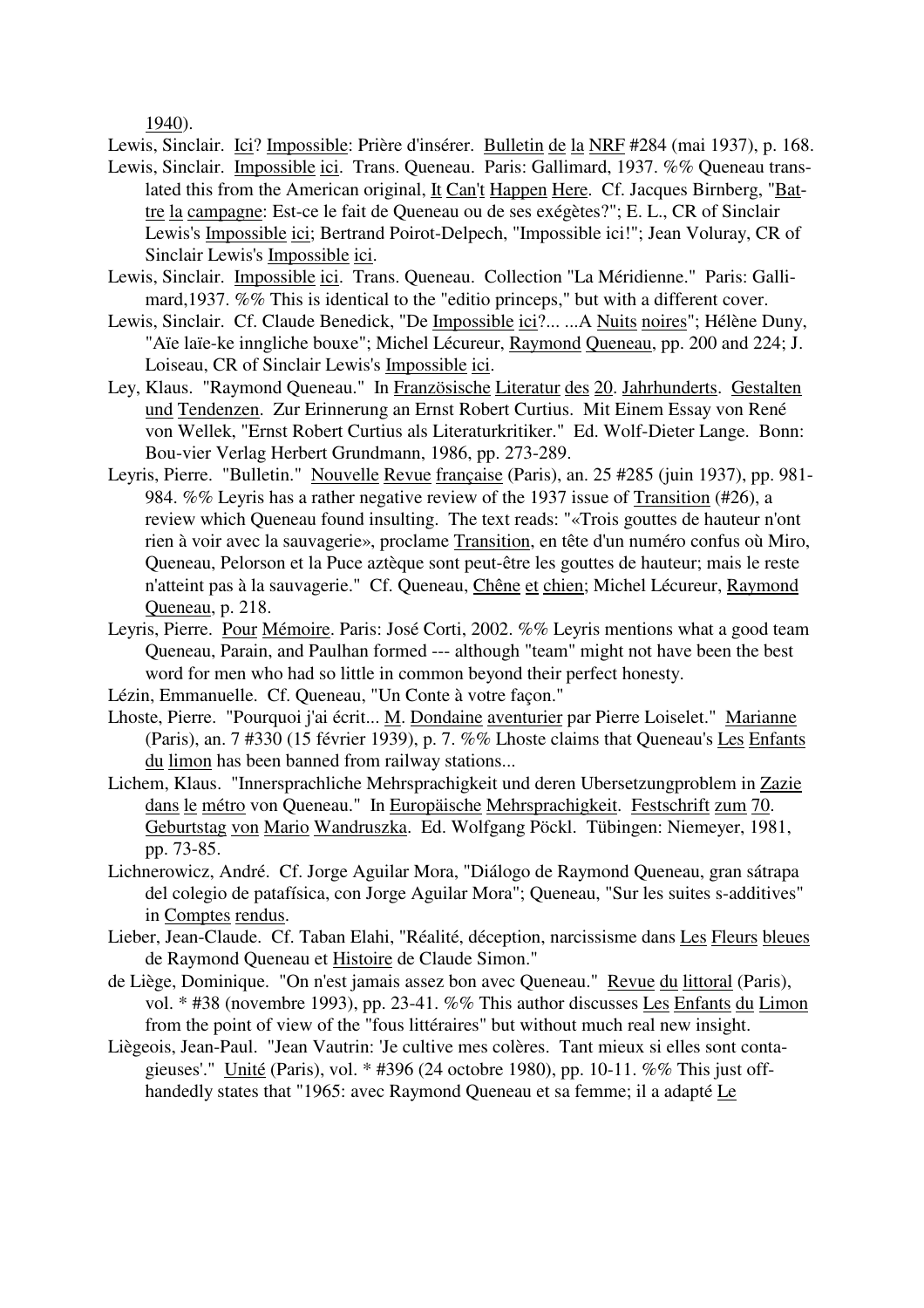1940).

Lewis, Sinclair. Ici? Impossible: Prière d'insérer. Bulletin de la NRF #284 (mai 1937), p. 168.

Lewis, Sinclair. Impossible ici. Trans. Queneau. Paris: Gallimard, 1937. %% Queneau translated this from the American original, It Can't Happen Here. Cf. Jacques Birnberg, "Battre la campagne: Est-ce le fait de Queneau ou de ses exégètes?"; E. L., CR of Sinclair Lewis's Impossible ici; Bertrand Poirot-Delpech, "Impossible ici!"; Jean Voluray, CR of Sinclair Lewis's Impossible ici.

Lewis, Sinclair. Impossible ici. Trans. Queneau. Collection "La Méridienne." Paris: Gallimard,1937. %% This is identical to the "editio princeps," but with a different cover.

Lewis, Sinclair. Cf. Claude Benedick, "De Impossible ici?... ...A Nuits noires"; Hélène Duny, "Aïe laïe-ke inngliche bouxe"; Michel Lécureur, Raymond Queneau, pp. 200 and 224; J. Loiseau, CR of Sinclair Lewis's Impossible ici.

Ley, Klaus. "Raymond Queneau." In Französische Literatur des 20. Jahrhunderts. Gestalten und Tendenzen. Zur Erinnerung an Ernst Robert Curtius. Mit Einem Essay von René von Wellek, "Ernst Robert Curtius als Literaturkritiker." Ed. Wolf-Dieter Lange. Bonn: Bou-vier Verlag Herbert Grundmann, 1986, pp. 273-289.

Leyris, Pierre. "Bulletin." Nouvelle Revue française (Paris), an. 25 #285 (juin 1937), pp. 981-984. %% Leyris has a rather negative review of the 1937 issue of Transition (#26), a review which Queneau found insulting. The text reads: "«Trois gouttes de hauteur n'ont rien à voir avec la sauvagerie», proclame Transition, en tête d'un numéro confus où Miro, Queneau, Pelorson et la Puce aztèque sont peut-être les gouttes de hauteur; mais le reste n'atteint pas à la sauvagerie." Cf. Queneau, Chêne et chien; Michel Lécureur, Raymond Queneau, p. 218.

Leyris, Pierre. Pour Mémoire. Paris: José Corti, 2002. %% Leyris mentions what a good team Queneau, Parain, and Paulhan formed --- although "team" might not have been the best word for men who had so little in common beyond their perfect honesty.

Lézin, Emmanuelle. Cf. Queneau, "Un Conte à votre façon."

Lhoste, Pierre. "Pourquoi j'ai écrit... M. Dondaine aventurier par Pierre Loiselet." Marianne (Paris), an. 7 #330 (15 février 1939), p. 7. %% Lhoste claims that Queneau's Les Enfants du limon has been banned from railway stations...

Lichem, Klaus. "Innersprachliche Mehrsprachigkeit und deren Ubersetzungproblem in Zazie dans le métro von Queneau." In Europäische Mehrsprachigkeit. Festschrift zum 70. Geburtstag von Mario Wandruszka. Ed. Wolfgang Pöckl. Tübingen: Niemeyer, 1981, pp. 73-85.

Lichnerowicz, André. Cf. Jorge Aguilar Mora, "Diálogo de Raymond Queneau, gran sátrapa del colegio de patafísica, con Jorge Aguilar Mora"; Queneau, "Sur les suites s-additives" in Comptes rendus.

Lieber, Jean-Claude. Cf. Taban Elahi, "Réalité, déception, narcissisme dans Les Fleurs bleues de Raymond Queneau et Histoire de Claude Simon."

de Liège, Dominique. "On n'est jamais assez bon avec Queneau." Revue du littoral (Paris), vol. * #38 (novembre 1993), pp. 23-41. %% This author discusses Les Enfants du Limon from the point of view of the "fous littéraires" but without much real new insight.

Liègeois, Jean-Paul. "Jean Vautrin: 'Je cultive mes colères. Tant mieux si elles sont contagieuses'." Unité (Paris), vol. * #396 (24 octobre 1980), pp. 10-11. %% This just offhandedly states that "1965: avec Raymond Queneau et sa femme; il a adapté Le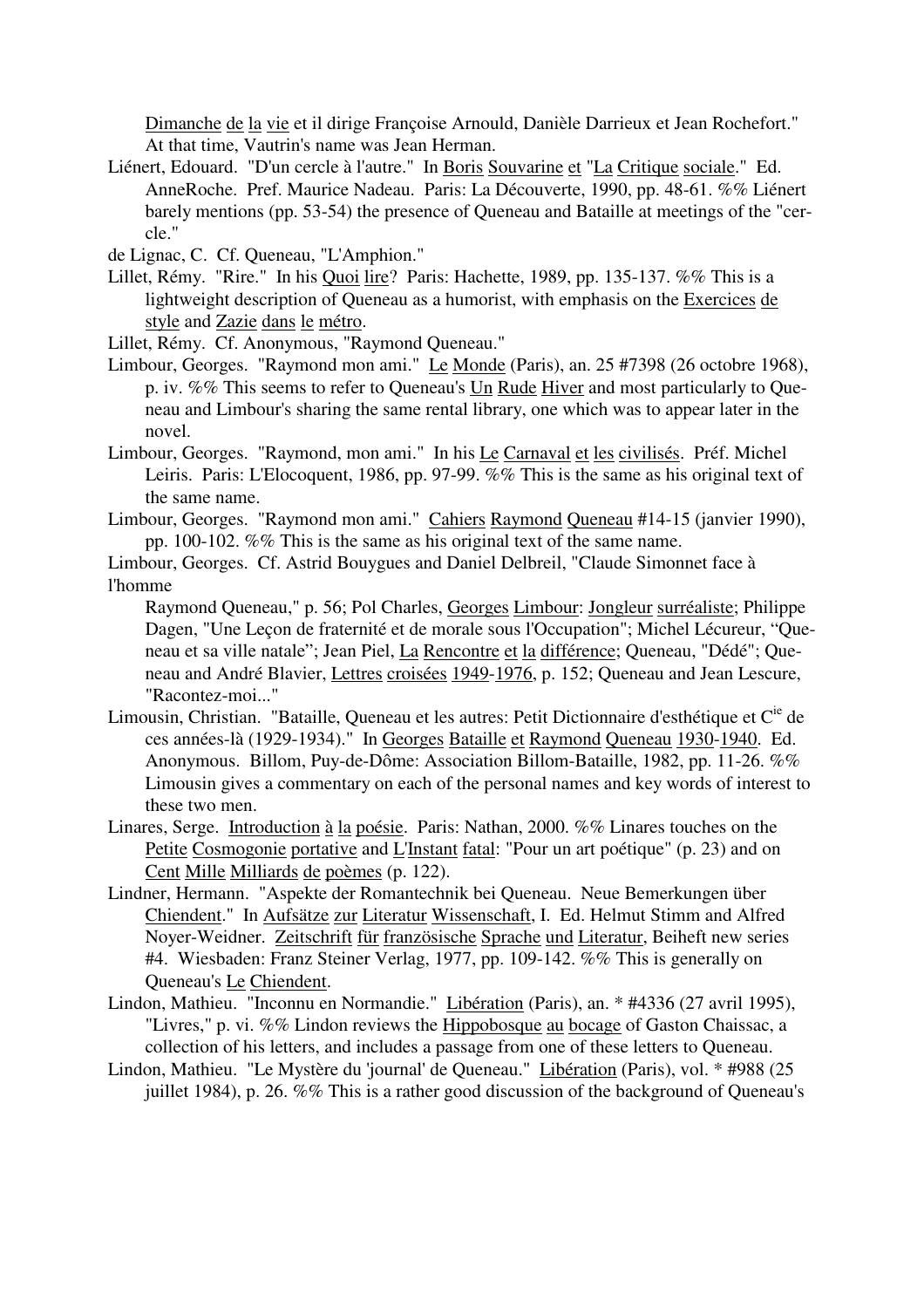Dimanche de la vie et il dirige Françoise Arnould, Danièle Darrieux et Jean Rochefort." At that time, Vautrin's name was Jean Herman.

Liénert, Edouard. "D'un cercle à l'autre." In Boris Souvarine et "La Critique sociale." Ed. AnneRoche. Pref. Maurice Nadeau. Paris: La Découverte, 1990, pp. 48-61. %% Liénert barely mentions (pp. 53-54) the presence of Queneau and Bataille at meetings of the "cercle."

de Lignac, C. Cf. Queneau, "L'Amphion."

Lillet, Rémy. "Rire." In his Quoi lire? Paris: Hachette, 1989, pp. 135-137. %% This is a lightweight description of Queneau as a humorist, with emphasis on the Exercices de style and Zazie dans le métro.

Lillet, Rémy. Cf. Anonymous, "Raymond Queneau."

Limbour, Georges. "Raymond mon ami." Le Monde (Paris), an. 25 #7398 (26 octobre 1968), p. iv. %% This seems to refer to Queneau's Un Rude Hiver and most particularly to Queneau and Limbour's sharing the same rental library, one which was to appear later in the novel.

Limbour, Georges. "Raymond, mon ami." In his Le Carnaval et les civilisés. Préf. Michel Leiris. Paris: L'Elocoquent, 1986, pp. 97-99. %% This is the same as his original text of the same name.

Limbour, Georges. "Raymond mon ami." Cahiers Raymond Queneau #14-15 (janvier 1990), pp. 100-102. %% This is the same as his original text of the same name.

Limbour, Georges. Cf. Astrid Bouygues and Daniel Delbreil, "Claude Simonnet face à l'homme Raymond Queneau," p. 56; Pol Charles, Georges Limbour: Jongleur surréaliste; Philippe Dagen, "Une Leçon de fraternité et de morale sous l'Occupation"; Michel Lécureux, "Queneau et sa ville natale"; Jean Piel, La Rencontre et la différence; Queneau, "Dédé"; Queneau and André Blavier, Lettres croisées 1949-1976, p. 152; Queneau and Jean Lescure, "Racontez-moi..."

Limousin, Christian. "Bataille, Queneau et les autres: Petit Dictionnaire d'esthétique et C[ie] de ces années-là (1929-1934)." In Georges Bataille et Raymond Queneau 1930-1940. Ed. Anonymous. Billom, Puy-de-Dôme: Association Billom-Bataille, 1982, pp. 11-26. %% Limousin gives a commentary on each of the personal names and key words of interest to these two men.

Linares, Serge. Introduction à la poésie. Paris: Nathan, 2000. %% Linares touches on the Petite Cosmogonie portative and L'Instant fatal: "Pour un art poétique" (p. 23) and on Cent Mille Milliards de poèmes (p. 122).

Lindner, Hermann. "Aspekte der Romantechnik bei Queneau. Neue Bemerkungen über Chiendent." In Aufsätze zur Literatur Wissenschaft, I. Ed. Helmut Stimm and Alfred Noyer-Weidner. Zeitschrift für französische Sprache und Literatur, Beiheft new series #4. Wiesbaden: Franz Steiner Verlag, 1977, pp. 109-142. %% This is generally on Queneau's Le Chiendent.

Lindon, Mathieu. "Inconnu en Normandie." Libération (Paris), an. * #4336 (27 avril 1995), "Livres," p. vi. %% Lindon reviews the Hippobosque au bocage of Gaston Chaissac, a collection of his letters, and includes a passage from one of these letters to Queneau.

Lindon, Mathieu. "Le Mystère du 'journal' de Queneau." Libération (Paris), vol. * #988 (25 juillet 1984), p. 26. %% This is a rather good discussion of the background of Queneau's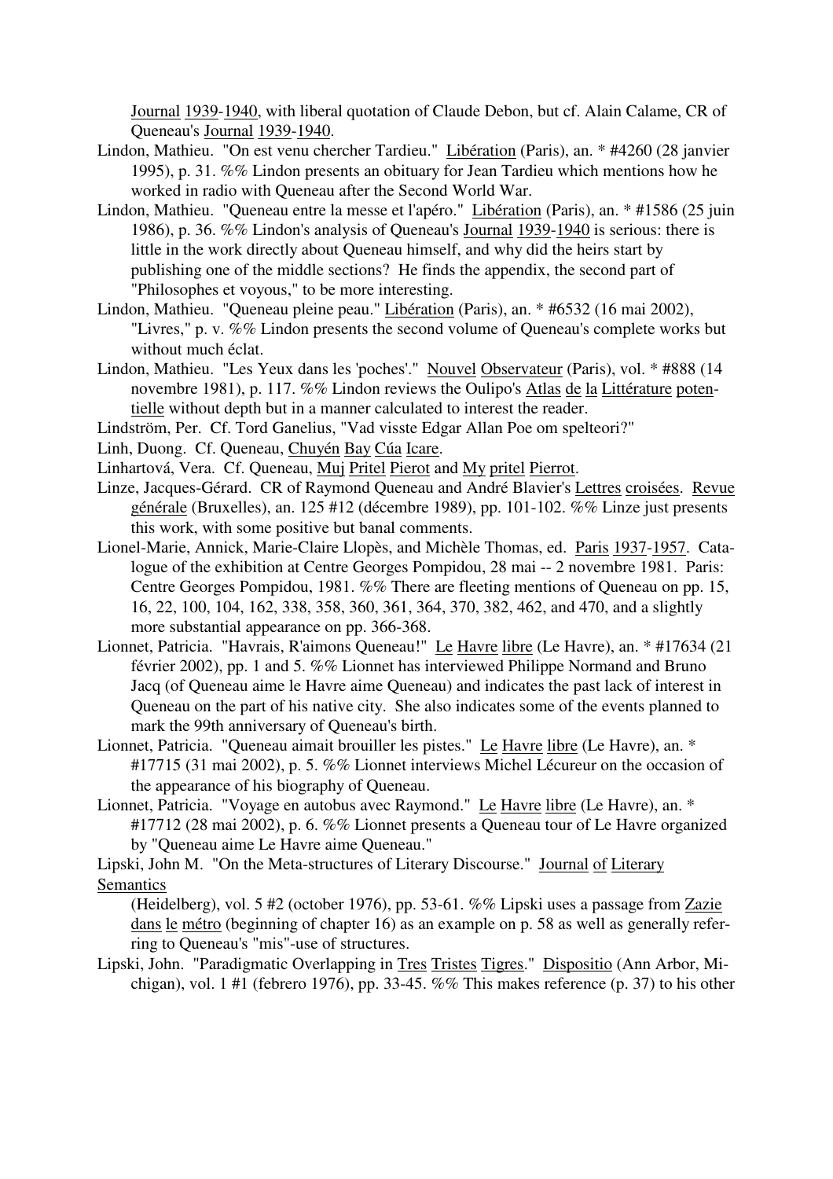Journal 1939-1940, with liberal quotation of Claude Debon, but cf. Alain Calame, CR of Queneau's Journal 1939-1940.

Lindon, Mathieu. "On est venu chercher Tardieu." Libération (Paris), an. * #4260 (28 janvier 1995), p. 31. %% Lindon presents an obituary for Jean Tardieu which mentions how he worked in radio with Queneau after the Second World War.

Lindon, Mathieu. "Queneau entre la messe et l'apéro." Libération (Paris), an. * #1586 (25 juin 1986), p. 36. %% Lindon's analysis of Queneau's Journal 1939-1940 is serious: there is little in the work directly about Queneau himself, and why did the heirs start by publishing one of the middle sections? He finds the appendix, the second part of "Philosophes et voyous," to be more interesting.

Lindon, Mathieu. "Queneau pleine peau." Libération (Paris), an. * #6532 (16 mai 2002), "Livres," p. v. %% Lindon presents the second volume of Queneau's complete works but without much éclat.

Lindon, Mathieu. "Les Yeux dans les 'poches'." Nouvel Observateur (Paris), vol. * #888 (14 novembre 1981), p. 117. %% Lindon reviews the Oulipo's Atlas de la Littérature potentielle without depth but in a manner calculated to interest the reader.

Lindström, Per. Cf. Tord Ganelius, "Vad visste Edgar Allan Poe om spelteori?"

Linh, Duong. Cf. Queneau, Chuyén Bay Cúa Icare.

Linhartová, Vera. Cf. Queneau, Muj Pritel Pierot and My pritel Pierrot.

Linze, Jacques-Gérard. CR of Raymond Queneau and André Blavier's Lettres croisées. Revue générale (Bruxelles), an. 125 #12 (décembre 1989), pp. 101-102. %% Linze just presents this work, with some positive but banal comments.

Lionel-Marie, Annick, Marie-Claire Llopès, and Michèle Thomas, ed. Paris 1937-1957. Catalogue of the exhibition at Centre Georges Pompidou, 28 mai -- 2 novembre 1981. Paris: Centre Georges Pompidou, 1981. %% There are fleeting mentions of Queneau on pp. 15, 16, 22, 100, 104, 162, 338, 358, 360, 361, 364, 370, 382, 462, and 470, and a slightly more substantial appearance on pp. 366-368.

Lionnet, Patricia. "Havrais, R'aimons Queneau!" Le Havre libre (Le Havre), an. * #17634 (21 février 2002), pp. 1 and 5. %% Lionnet has interviewed Philippe Normand and Bruno Jacq (of Queneau aime le Havre aime Queneau) and indicates the past lack of interest in Queneau on the part of his native city. She also indicates some of the events planned to mark the 99th anniversary of Queneau's birth.

Lionnet, Patricia. "Queneau aimait brouiller les pistes." Le Havre libre (Le Havre), an. * #17715 (31 mai 2002), p. 5. %% Lionnet interviews Michel Lécureur on the occasion of the appearance of his biography of Queneau.

Lionnet, Patricia. "Voyage en autobus avec Raymond." Le Havre libre (Le Havre), an. * #17712 (28 mai 2002), p. 6. %% Lionnet presents a Queneau tour of Le Havre organized by "Queneau aime Le Havre aime Queneau."

Lipski, John M. "On the Meta-structures of Literary Discourse." Journal of Literary Semantics (Heidelberg), vol. 5 #2 (october 1976), pp. 53-61. %% Lipski uses a passage from Zazie dans le métro (beginning of chapter 16) as an example on p. 58 as well as generally referring to Queneau's "mis"-use of structures.

Lipski, John. "Paradigmatic Overlapping in Tres Tristes Tigres." Dispositio (Ann Arbor, Michigan), vol. 1 #1 (febrero 1976), pp. 33-45. %% This makes reference (p. 37) to his other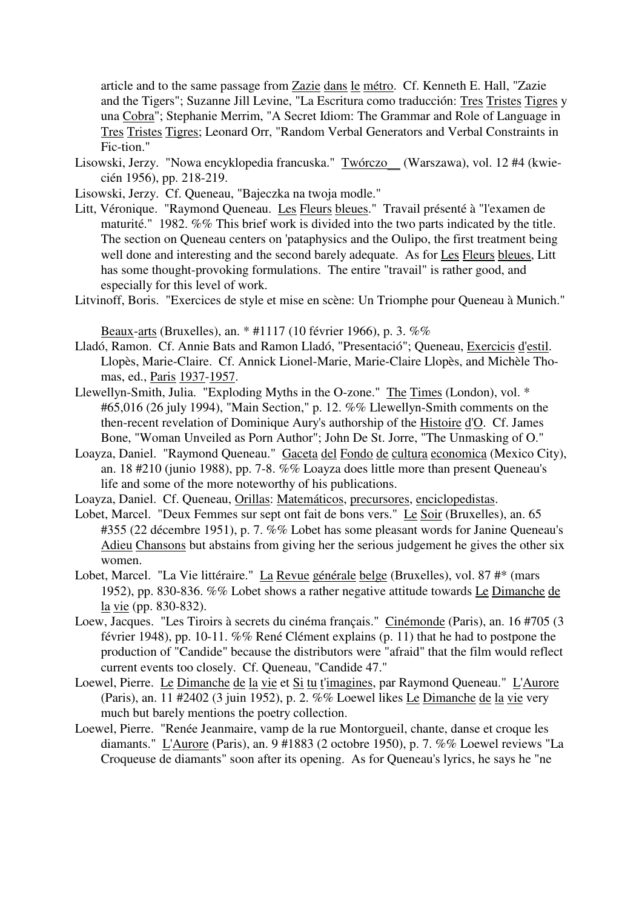article and to the same passage from Zazie dans le métro. Cf. Kenneth E. Hall, "Zazie and the Tigers"; Suzanne Jill Levine, "La Escritura como traducción: Tres Tristes Tigres y una Cobra"; Stephanie Merrim, "A Secret Idiom: The Grammar and Role of Language in Tres Tristes Tigres; Leonard Orr, "Random Verbal Generators and Verbal Constraints in Fic-tion."

Lisowski, Jerzy. "Nowa encyklopedia francuska." Twórczo__ (Warszawa), vol. 12 #4 (kwie-cién 1956), pp. 218-219.

Lisowski, Jerzy. Cf. Queneau, "Bajeczka na twoja modle."

Litt, Véronique. "Raymond Queneau. Les Fleurs bleues." Travail présenté à "l'examen de maturité." 1982. %% This brief work is divided into the two parts indicated by the title. The section on Queneau centers on 'pataphysics and the Oulipo, the first treatment being well done and interesting and the second barely adequate. As for Les Fleurs bleues, Litt has some thought-provoking formulations. The entire "travail" is rather good, and especially for this level of work.

Litvinoff, Boris. "Exercices de style et mise en scène: Un Triomphe pour Queneau à Munich." Beaux-arts (Bruxelles), an. * #1117 (10 février 1966), p. 3. %%

Lladó, Ramon. Cf. Annie Bats and Ramon Lladó, "Presentació"; Queneau, Exercicis d'estil.

Llopès, Marie-Claire. Cf. Annick Lionel-Marie, Marie-Claire Llopès, and Michèle Thomas, ed., Paris 1937-1957.

Llewellyn-Smith, Julia. "Exploding Myths in the O-zone." The Times (London), vol. * #65,016 (26 july 1994), "Main Section," p. 12. %% Llewellyn-Smith comments on the then-recent revelation of Dominique Aury's authorship of the Histoire d'O. Cf. James Bone, "Woman Unveiled as Porn Author"; John De St. Jorre, "The Unmasking of O."

Loayza, Daniel. "Raymond Queneau." Gaceta del Fondo de cultura economica (Mexico City), an. 18 #210 (junio 1988), pp. 7-8. %% Loayza does little more than present Queneau's life and some of the more noteworthy of his publications.

Loayza, Daniel. Cf. Queneau, Orillas: Matemáticos, precursores, enciclopedistas.

Lobet, Marcel. "Deux Femmes sur sept ont fait de bons vers." Le Soir (Bruxelles), an. 65 #355 (22 décembre 1951), p. 7. %% Lobet has some pleasant words for Janine Queneau's Adieu Chansons but abstains from giving her the serious judgement he gives the other six women.

Lobet, Marcel. "La Vie littéraire." La Revue générale belge (Bruxelles), vol. 87 #* (mars 1952), pp. 830-836. %% Lobet shows a rather negative attitude towards Le Dimanche de la vie (pp. 830-832).

Loew, Jacques. "Les Tiroirs à secrets du cinéma français." Cinémonde (Paris), an. 16 #705 (3 février 1948), pp. 10-11. %% René Clément explains (p. 11) that he had to postpone the production of "Candide" because the distributors were "afraid" that the film would reflect current events too closely. Cf. Queneau, "Candide 47."

Loewel, Pierre. Le Dimanche de la vie et Si tu t'imagines, par Raymond Queneau." L'Aurore (Paris), an. 11 #2402 (3 juin 1952), p. 2. %% Loewel likes Le Dimanche de la vie very much but barely mentions the poetry collection.

Loewel, Pierre. "Renée Jeanmaire, vamp de la rue Montorgueil, chante, danse et croque les diamants." L'Aurore (Paris), an. 9 #1883 (2 octobre 1950), p. 7. %% Loewel reviews "La Croqueuse de diamants" soon after its opening. As for Queneau's lyrics, he says he "ne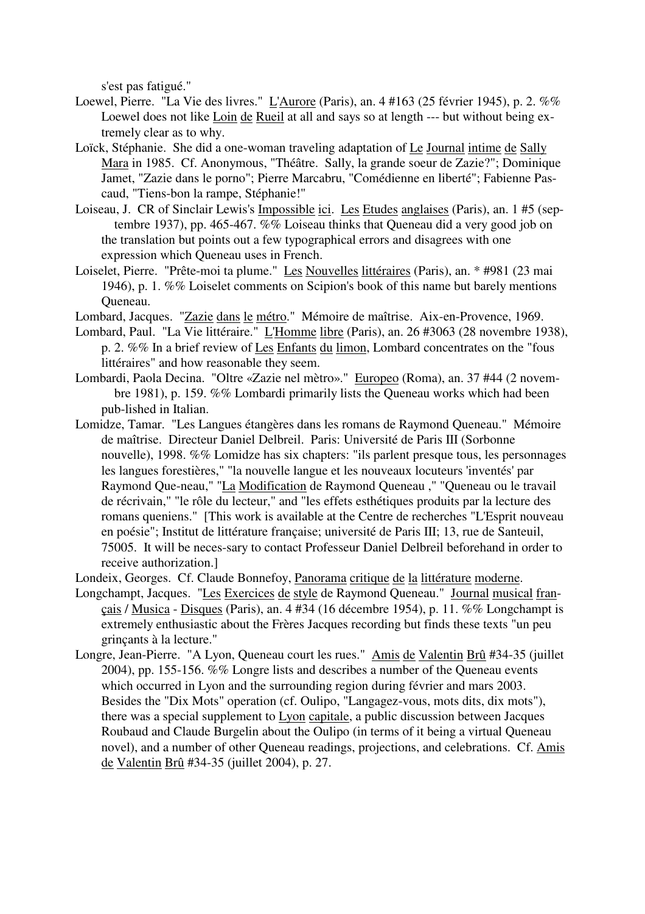s'est pas fatigué."

Loewel, Pierre. "La Vie des livres." L'Aurore (Paris), an. 4 #163 (25 février 1945), p. 2. %% Loewel does not like Loin de Rueil at all and says so at length --- but without being extremely clear as to why.

Loïck, Stéphanie. She did a one-woman traveling adaptation of Le Journal intime de Sally Mara in 1985. Cf. Anonymous, "Théâtre. Sally, la grande soeur de Zazie?"; Dominique Jamet, "Zazie dans le porno"; Pierre Marcabru, "Comédienne en liberté"; Fabienne Pascaud, "Tiens-bon la rampe, Stéphanie!"

Loiseau, J. CR of Sinclair Lewis's Impossible ici. Les Etudes anglaises (Paris), an. 1 #5 (septembre 1937), pp. 465-467. %% Loiseau thinks that Queneau did a very good job on the translation but points out a few typographical errors and disagrees with one expression which Queneau uses in French.

Loiselet, Pierre. "Prête-moi ta plume." Les Nouvelles littéraires (Paris), an. * #981 (23 mai 1946), p. 1. %% Loiselet comments on Scipion's book of this name but barely mentions Queneau.

Lombard, Jacques. "Zazie dans le métro." Mémoire de maîtrise. Aix-en-Provence, 1969.

Lombard, Paul. "La Vie littéraire." L'Homme libre (Paris), an. 26 #3063 (28 novembre 1938), p. 2. %% In a brief review of Les Enfants du limon, Lombard concentrates on the "fous littéraires" and how reasonable they seem.

Lombardi, Paola Decina. "Oltre «Zazie nel mètro»." Europeo (Roma), an. 37 #44 (2 novembre 1981), p. 159. %% Lombardi primarily lists the Queneau works which had been pub-lished in Italian.

Lomidze, Tamar. "Les Langues étangères dans les romans de Raymond Queneau." Mémoire de maîtrise. Directeur Daniel Delbreil. Paris: Université de Paris III (Sorbonne nouvelle), 1998. %% Lomidze has six chapters: "ils parlent presque tous, les personnages les langues forestières," "la nouvelle langue et les nouveaux locuteurs 'inventés' par Raymond Que-neau," "La Modification de Raymond Queneau ," "Queneau ou le travail de récrivain," "le rôle du lecteur," and "les effets esthétiques produits par la lecture des romans queniens." [This work is available at the Centre de recherches "L'Esprit nouveau en poésie"; Institut de littérature française; université de Paris III; 13, rue de Santeuil, 75005. It will be neces-sary to contact Professeur Daniel Delbreil beforehand in order to receive authorization.]

Londeix, Georges. Cf. Claude Bonnefoy, Panorama critique de la littérature moderne.

Longchampt, Jacques. "Les Exercices de style de Raymond Queneau." Journal musical français / Musica - Disques (Paris), an. 4 #34 (16 décembre 1954), p. 11. %% Longchampt is extremely enthusiastic about the Frères Jacques recording but finds these texts "un peu grinçants à la lecture."

Longre, Jean-Pierre. "A Lyon, Queneau court les rues." Amis de Valentin Brû #34-35 (juillet 2004), pp. 155-156. %% Longre lists and describes a number of the Queneau events which occurred in Lyon and the surrounding region during février and mars 2003. Besides the "Dix Mots" operation (cf. Oulipo, "Langagez-vous, mots dits, dix mots"), there was a special supplement to Lyon capitale, a public discussion between Jacques Roubaud and Claude Burgelin about the Oulipo (in terms of it being a virtual Queneau novel), and a number of other Queneau readings, projections, and celebrations. Cf. Amis de Valentin Brû #34-35 (juillet 2004), p. 27.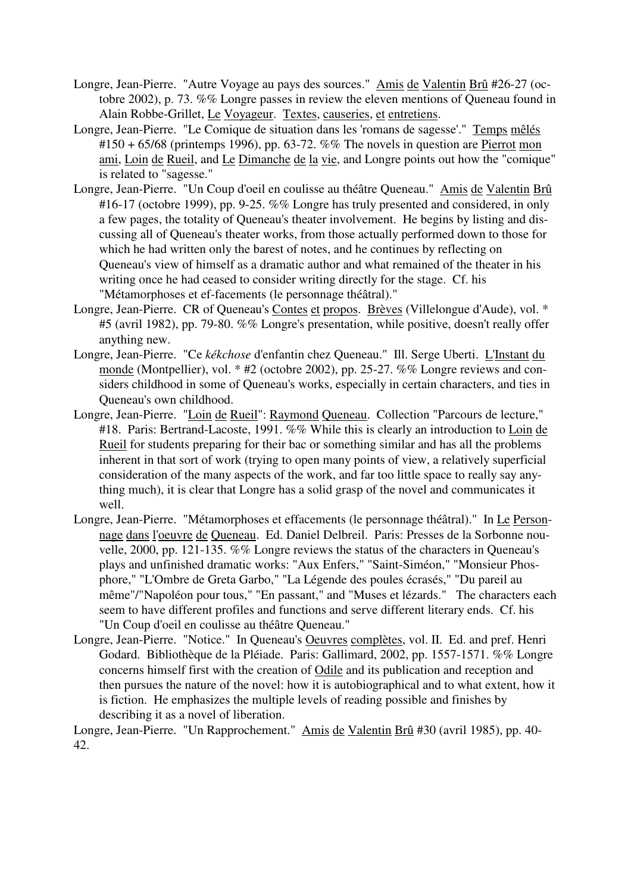Longre, Jean-Pierre. "Autre Voyage au pays des sources." Amis de Valentin Brû #26-27 (octobre 2002), p. 73. %% Longre passes in review the eleven mentions of Queneau found in Alain Robbe-Grillet, Le Voyageur. Textes, causeries, et entretiens.

Longre, Jean-Pierre. "Le Comique de situation dans les 'romans de sagesse'." Temps mêlés #150 + 65/68 (printemps 1996), pp. 63-72. %% The novels in question are Pierrot mon ami, Loin de Rueil, and Le Dimanche de la vie, and Longre points out how the "comique" is related to "sagesse."

Longre, Jean-Pierre. "Un Coup d'oeil en coulisse au théâtre Queneau." Amis de Valentin Brû #16-17 (octobre 1999), pp. 9-25. %% Longre has truly presented and considered, in only a few pages, the totality of Queneau's theater involvement. He begins by listing and discussing all of Queneau's theater works, from those actually performed down to those for which he had written only the barest of notes, and he continues by reflecting on Queneau's view of himself as a dramatic author and what remained of the theater in his writing once he had ceased to consider writing directly for the stage. Cf. his "Métamorphoses et ef-facements (le personnage théâtral)."

Longre, Jean-Pierre. CR of Queneau's Contes et propos. Brèves (Villelongue d'Aude), vol. * #5 (avril 1982), pp. 79-80. %% Longre's presentation, while positive, doesn't really offer anything new.

Longre, Jean-Pierre. "Ce *kékchose* d'enfantin chez Queneau." Ill. Serge Uberti. L'Instant du monde (Montpellier), vol. * #2 (octobre 2002), pp. 25-27. %% Longre reviews and considers childhood in some of Queneau's works, especially in certain characters, and ties in Queneau's own childhood.

Longre, Jean-Pierre. "Loin de Rueil": Raymond Queneau. Collection "Parcours de lecture," #18. Paris: Bertrand-Lacoste, 1991. %% While this is clearly an introduction to Loin de Rueil for students preparing for their bac or something similar and has all the problems inherent in that sort of work (trying to open many points of view, a relatively superficial consideration of the many aspects of the work, and far too little space to really say anything much), it is clear that Longre has a solid grasp of the novel and communicates it well.

Longre, Jean-Pierre. "Métamorphoses et effacements (le personnage théâtral)." In Le Personnage dans l'oeuvre de Queneau. Ed. Daniel Delbreil. Paris: Presses de la Sorbonne nouvelle, 2000, pp. 121-135. %% Longre reviews the status of the characters in Queneau's plays and unfinished dramatic works: "Aux Enfers," "Saint-Siméon," "Monsieur Phosphore," "L'Ombre de Greta Garbo," "La Légende des poules écrasés," "Du pareil au même"/"Napoléon pour tous," "En passant," and "Muses et lézards." The characters each seem to have different profiles and functions and serve different literary ends. Cf. his "Un Coup d'oeil en coulisse au théâtre Queneau."

Longre, Jean-Pierre. "Notice." In Queneau's Oeuvres complètes, vol. II. Ed. and pref. Henri Godard. Bibliothèque de la Pléiade. Paris: Gallimard, 2002, pp. 1557-1571. %% Longre concerns himself first with the creation of Odile and its publication and reception and then pursues the nature of the novel: how it is autobiographical and to what extent, how it is fiction. He emphasizes the multiple levels of reading possible and finishes by describing it as a novel of liberation.

Longre, Jean-Pierre. "Un Rapprochement." Amis de Valentin Brû #30 (avril 1985), pp. 40-42.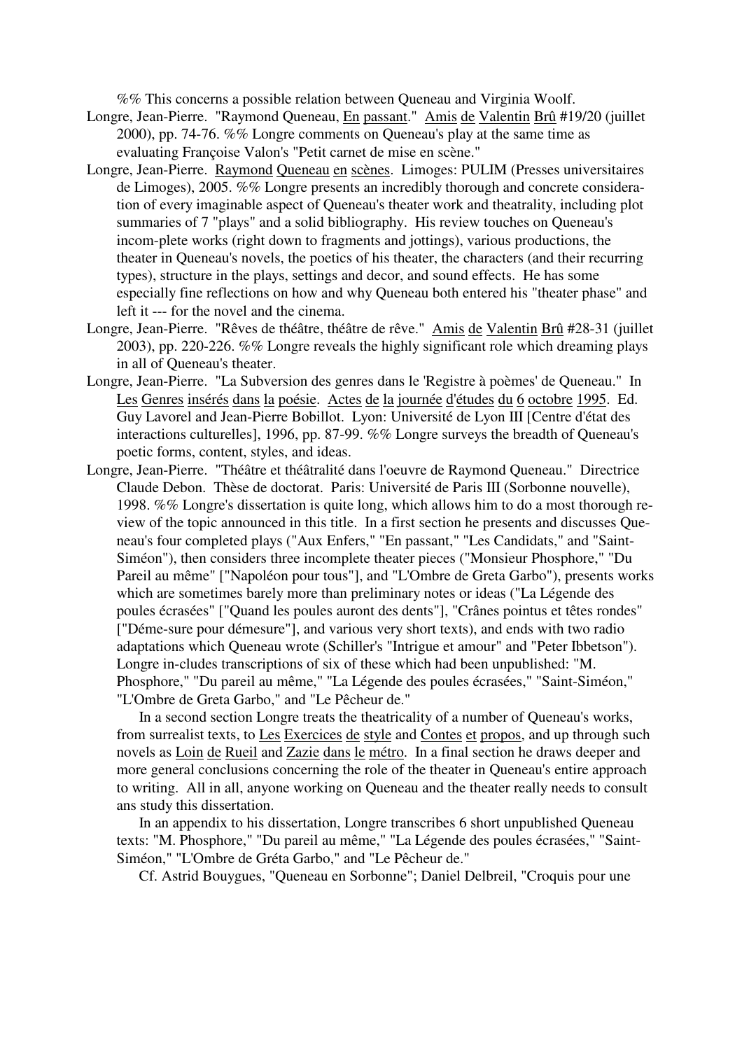%% This concerns a possible relation between Queneau and Virginia Woolf.

Longre, Jean-Pierre. "Raymond Queneau, En passant." Amis de Valentin Brû #19/20 (juillet 2000), pp. 74-76. %% Longre comments on Queneau's play at the same time as evaluating Françoise Valon's "Petit carnet de mise en scène."

Longre, Jean-Pierre. Raymond Queneau en scènes. Limoges: PULIM (Presses universitaires de Limoges), 2005. %% Longre presents an incredibly thorough and concrete consideration of every imaginable aspect of Queneau's theater work and theatrality, including plot summaries of 7 "plays" and a solid bibliography. His review touches on Queneau's incom-plete works (right down to fragments and jottings), various productions, the theater in Queneau's novels, the poetics of his theater, the characters (and their recurring types), structure in the plays, settings and decor, and sound effects. He has some especially fine reflections on how and why Queneau both entered his "theater phase" and left it --- for the novel and the cinema.

Longre, Jean-Pierre. "Rêves de théâtre, théâtre de rêve." Amis de Valentin Brû #28-31 (juillet 2003), pp. 220-226. %% Longre reveals the highly significant role which dreaming plays in all of Queneau's theater.

Longre, Jean-Pierre. "La Subversion des genres dans le 'Registre à poèmes' de Queneau." In Les Genres insérés dans la poésie. Actes de la journée d'études du 6 octobre 1995. Ed. Guy Lavorel and Jean-Pierre Bobillot. Lyon: Université de Lyon III [Centre d'état des interactions culturelles], 1996, pp. 87-99. %% Longre surveys the breadth of Queneau's poetic forms, content, styles, and ideas.

Longre, Jean-Pierre. "Théâtre et théâtralité dans l'oeuvre de Raymond Queneau." Directrice Claude Debon. Thèse de doctorat. Paris: Université de Paris III (Sorbonne nouvelle), 1998. %% Longre's dissertation is quite long, which allows him to do a most thorough re-view of the topic announced in this title. In a first section he presents and discusses Que-neau's four completed plays ("Aux Enfers," "En passant," "Les Candidats," and "Saint-Siméon"), then considers three incomplete theater pieces ("Monsieur Phosphore," "Du Pareil au même" ["Napoléon pour tous"], and "L'Ombre de Greta Garbo"), presents works which are sometimes barely more than preliminary notes or ideas ("La Légende des poules écrasées" ["Quand les poules auront des dents"], "Crânes pointus et têtes rondes" ["Déme-sure pour démesure"], and various very short texts), and ends with two radio adaptations which Queneau wrote (Schiller's "Intrigue et amour" and "Peter Ibbetson"). Longre in-cludes transcriptions of six of these which had been unpublished: "M. Phosphore," "Du pareil au même," "La Légende des poules écrasées," "Saint-Siméon," "L'Ombre de Greta Garbo," and "Le Pêcheur de."

In a second section Longre treats the theatricality of a number of Queneau's works, from surrealist texts, to Les Exercices de style and Contes et propos, and up through such novels as Loin de Rueil and Zazie dans le métro. In a final section he draws deeper and more general conclusions concerning the role of the theater in Queneau's entire approach to writing. All in all, anyone working on Queneau and the theater really needs to consult ans study this dissertation.

In an appendix to his dissertation, Longre transcribes 6 short unpublished Queneau texts: "M. Phosphore," "Du pareil au même," "La Légende des poules écrasées," "Saint-Siméon," "L'Ombre de Gréta Garbo," and "Le Pêcheur de."

Cf. Astrid Bouygues, "Queneau en Sorbonne"; Daniel Delbreil, "Croquis pour une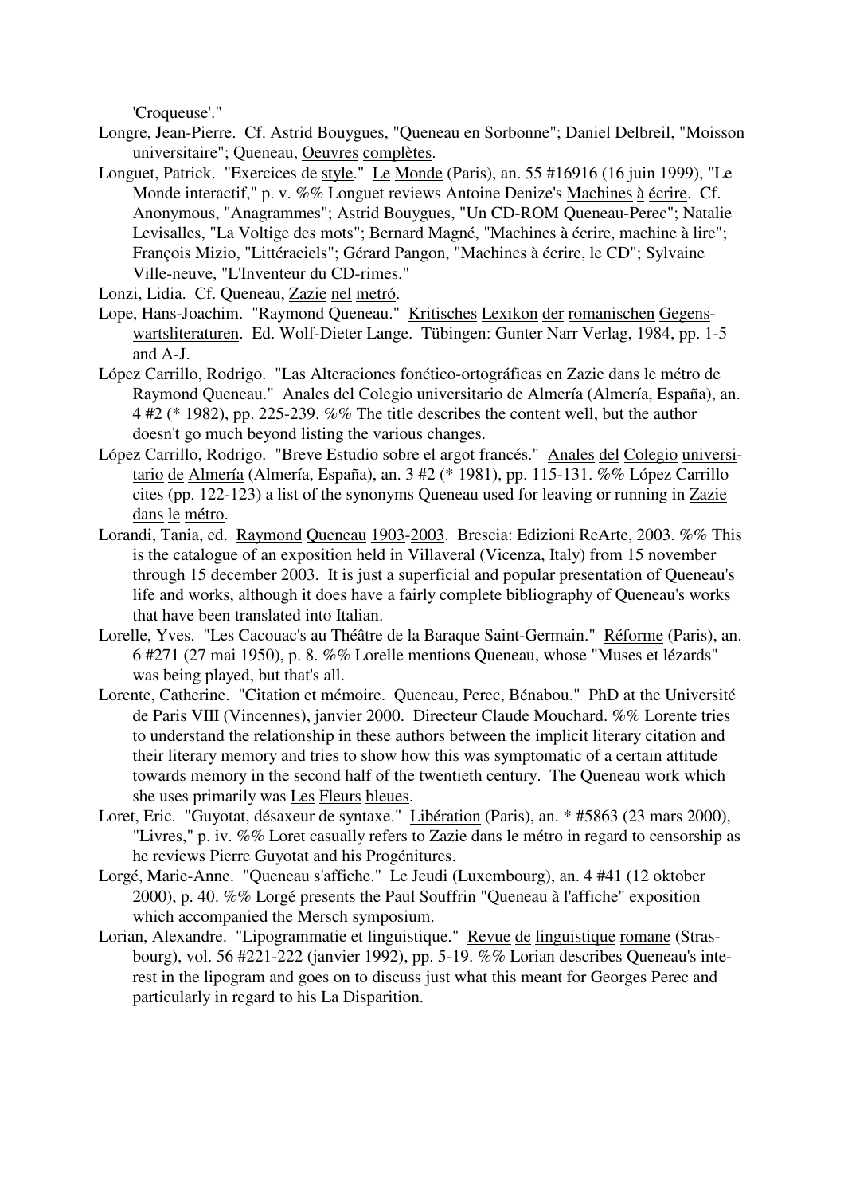'Croqueuse'."

Longre, Jean-Pierre. Cf. Astrid Bouygues, "Queneau en Sorbonne"; Daniel Delbreil, "Moisson universitaire"; Queneau, Oeuvres complètes.

Longuet, Patrick. "Exercices de style." Le Monde (Paris), an. 55 #16916 (16 juin 1999), "Le Monde interactif," p. v. %% Longuet reviews Antoine Denize's Machines à écrire. Cf. Anonymous, "Anagrammes"; Astrid Bouygues, "Un CD-ROM Queneau-Perec"; Natalie Levisalles, "La Voltige des mots"; Bernard Magné, "Machines à écrire, machine à lire"; François Mizio, "Littéraciels"; Gérard Pangon, "Machines à écrire, le CD"; Sylvaine Ville-neuve, "L'Inventeur du CD-rimes."

Lonzi, Lidia. Cf. Queneau, Zazie nel metró.

Lope, Hans-Joachim. "Raymond Queneau." Kritisches Lexikon der romanischen Gegenswartsliteraturen. Ed. Wolf-Dieter Lange. Tübingen: Gunter Narr Verlag, 1984, pp. 1-5 and A-J.

López Carrillo, Rodrigo. "Las Alteraciones fonético-ortográficas en Zazie dans le métro de Raymond Queneau." Anales del Colegio universitario de Almería (Almería, España), an. 4 #2 (* 1982), pp. 225-239. %% The title describes the content well, but the author doesn't go much beyond listing the various changes.

López Carrillo, Rodrigo. "Breve Estudio sobre el argot francés." Anales del Colegio universitario de Almería (Almería, España), an. 3 #2 (* 1981), pp. 115-131. %% López Carrillo cites (pp. 122-123) a list of the synonyms Queneau used for leaving or running in Zazie dans le métro.

Lorandi, Tania, ed. Raymond Queneau 1903-2003. Brescia: Edizioni ReArte, 2003. %% This is the catalogue of an exposition held in Villaveral (Vicenza, Italy) from 15 november through 15 december 2003. It is just a superficial and popular presentation of Queneau's life and works, although it does have a fairly complete bibliography of Queneau's works that have been translated into Italian.

Lorelle, Yves. "Les Cacouac's au Théâtre de la Baraque Saint-Germain." Réforme (Paris), an. 6 #271 (27 mai 1950), p. 8. %% Lorelle mentions Queneau, whose "Muses et lézards" was being played, but that's all.

Lorente, Catherine. "Citation et mémoire. Queneau, Perec, Bénabou." PhD at the Université de Paris VIII (Vincennes), janvier 2000. Directeur Claude Mouchard. %% Lorente tries to understand the relationship in these authors between the implicit literary citation and their literary memory and tries to show how this was symptomatic of a certain attitude towards memory in the second half of the twentieth century. The Queneau work which she uses primarily was Les Fleurs bleues.

Loret, Eric. "Guyotat, désaxeur de syntaxe." Libération (Paris), an. * #5863 (23 mars 2000), "Livres," p. iv. %% Loret casually refers to Zazie dans le métro in regard to censorship as he reviews Pierre Guyotat and his Progénitures.

Lorgé, Marie-Anne. "Queneau s'affiche." Le Jeudi (Luxembourg), an. 4 #41 (12 oktober 2000), p. 40. %% Lorgé presents the Paul Souffrin "Queneau à l'affiche" exposition which accompanied the Mersch symposium.

Lorian, Alexandre. "Lipogrammatie et linguistique." Revue de linguistique romane (Strasbourg), vol. 56 #221-222 (janvier 1992), pp. 5-19. %% Lorian describes Queneau's interest in the lipogram and goes on to discuss just what this meant for Georges Perec and particularly in regard to his La Disparition.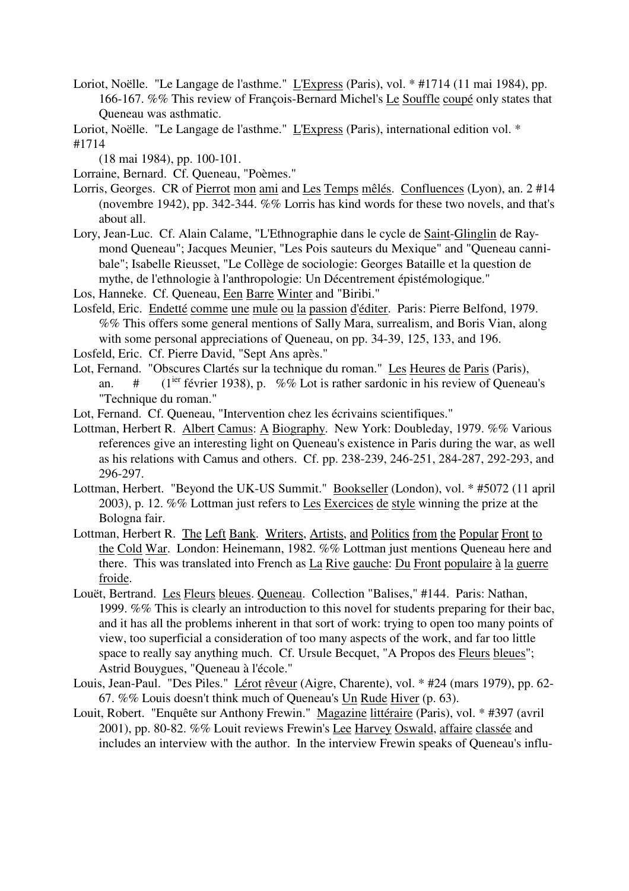Loriot, Noëlle. "Le Langage de l'asthme." L'Express (Paris), vol. * #1714 (11 mai 1984), pp. 166-167. %% This review of François-Bernard Michel's Le Souffle coupé only states that Queneau was asthmatic.

Loriot, Noëlle. "Le Langage de l'asthme." L'Express (Paris), international edition vol. * #1714 (18 mai 1984), pp. 100-101.

Lorraine, Bernard. Cf. Queneau, "Poèmes."

Lorris, Georges. CR of Pierrot mon ami and Les Temps mêlés. Confluences (Lyon), an. 2 #14 (novembre 1942), pp. 342-344. %% Lorris has kind words for these two novels, and that's about all.

Lory, Jean-Luc. Cf. Alain Calame, "L'Ethnographie dans le cycle de Saint-Glinglin de Raymond Queneau"; Jacques Meunier, "Les Pois sauteurs du Mexique" and "Queneau cannibale"; Isabelle Rieusset, "Le Collège de sociologie: Georges Bataille et la question de mythe, de l'ethnologie à l'anthropologie: Un Décentrement épistémologique."

Los, Hanneke. Cf. Queneau, Een Barre Winter and "Biribi."

Losfeld, Eric. Endetté comme une mule ou la passion d'éditer. Paris: Pierre Belfond, 1979. %% This offers some general mentions of Sally Mara, surrealism, and Boris Vian, along with some personal appreciations of Queneau, on pp. 34-39, 125, 133, and 196.

Losfeld, Eric. Cf. Pierre David, "Sept Ans après."

Lot, Fernand. "Obscures Clartés sur la technique du roman." Les Heures de Paris (Paris), an. # (1[ier] février 1938), p. %% Lot is rather sardonic in his review of Queneau's "Technique du roman."

Lot, Fernand. Cf. Queneau, "Intervention chez les écrivains scientifiques."

Lottman, Herbert R. Albert Camus: A Biography. New York: Doubleday, 1979. %% Various references give an interesting light on Queneau's existence in Paris during the war, as well as his relations with Camus and others. Cf. pp. 238-239, 246-251, 284-287, 292-293, and 296-297.

Lottman, Herbert. "Beyond the UK-US Summit." Bookseller (London), vol. * #5072 (11 april 2003), p. 12. %% Lottman just refers to Les Exercices de style winning the prize at the Bologna fair.

Lottman, Herbert R. The Left Bank. Writers, Artists, and Politics from the Popular Front to the Cold War. London: Heinemann, 1982. %% Lottman just mentions Queneau here and there. This was translated into French as La Rive gauche: Du Front populaire à la guerre froide.

Louët, Bertrand. Les Fleurs bleues. Queneau. Collection "Balises," #144. Paris: Nathan, 1999. %% This is clearly an introduction to this novel for students preparing for their bac, and it has all the problems inherent in that sort of work: trying to open too many points of view, too superficial a consideration of too many aspects of the work, and far too little space to really say anything much. Cf. Ursule Becquet, "A Propos des Fleurs bleues"; Astrid Bouygues, "Queneau à l'école."

Louis, Jean-Paul. "Des Piles." Lérot rêveur (Aigre, Charente), vol. * #24 (mars 1979), pp. 62-67. %% Louis doesn't think much of Queneau's Un Rude Hiver (p. 63).

Louit, Robert. "Enquête sur Anthony Frewin." Magazine littéraire (Paris), vol. * #397 (avril 2001), pp. 80-82. %% Louit reviews Frewin's Lee Harvey Oswald, affaire classée and includes an interview with the author. In the interview Frewin speaks of Queneau's influ-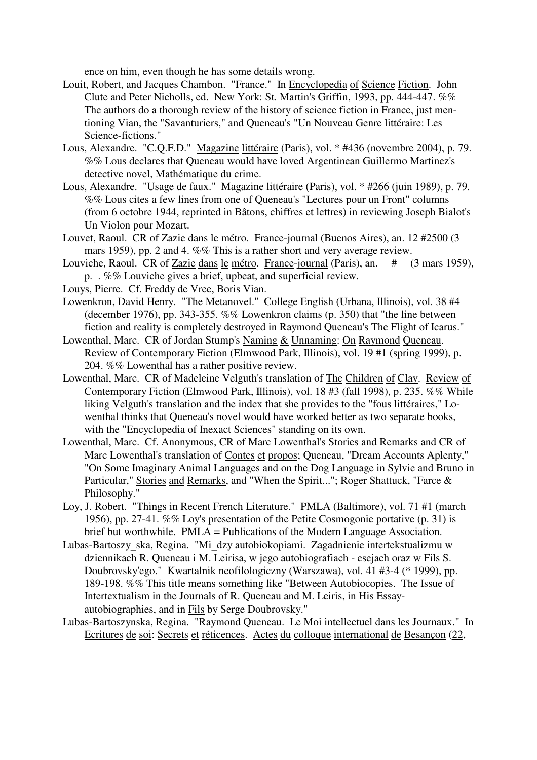ence on him, even though he has some details wrong.

Louit, Robert, and Jacques Chambon. "France." In <u>Encyclopedia</u> <u>of</u> <u>Science</u> <u>Fiction</u>. John Clute and Peter Nicholls, ed. New York: St. Martin's Griffin, 1993, pp. 444-447. %% The authors do a thorough review of the history of science fiction in France, just mentioning Vian, the "Savanturiers," and Queneau's "Un Nouveau Genre littéraire: Les Science-fictions."

Lous, Alexandre. "C.Q.F.D." <u>Magazine</u> <u>littéraire</u> (Paris), vol. * #436 (novembre 2004), p. 79. %% Lous declares that Queneau would have loved Argentinean Guillermo Martinez's detective novel, <u>Mathématique</u> <u>du</u> <u>crime</u>.

Lous, Alexandre. "Usage de faux." <u>Magazine</u> <u>littéraire</u> (Paris), vol. * #266 (juin 1989), p. 79. %% Lous cites a few lines from one of Queneau's "Lectures pour un Front" columns (from 6 octobre 1944, reprinted in <u>Bâtons</u>, <u>chiffres</u> <u>et</u> <u>lettres</u>) in reviewing Joseph Bialot's <u>Un</u> <u>Violon</u> <u>pour</u> <u>Mozart</u>.

Louvet, Raoul. CR of <u>Zazie</u> <u>dans</u> <u>le</u> <u>métro</u>. <u>France</u>-<u>journal</u> (Buenos Aires), an. 12 #2500 (3 mars 1959), pp. 2 and 4. %% This is a rather short and very average review.

Louviche, Raoul. CR of <u>Zazie</u> <u>dans</u> <u>le</u> <u>métro</u>. <u>France</u>-<u>journal</u> (Paris), an. # (3 mars 1959), p. . %% Louviche gives a brief, upbeat, and superficial review.

Louys, Pierre. Cf. Freddy de Vree, <u>Boris</u> <u>Vian</u>.

Lowenkron, David Henry. "The Metanovel." <u>College</u> <u>English</u> (Urbana, Illinois), vol. 38 #4 (december 1976), pp. 343-355. %% Lowenkron claims (p. 350) that "the line between fiction and reality is completely destroyed in Raymond Queneau's <u>The</u> <u>Flight</u> <u>of</u> <u>Icarus</u>."

Lowenthal, Marc. CR of Jordan Stump's <u>Naming</u> <u>&</u> <u>Unnaming</u>: <u>On</u> <u>Raymond</u> <u>Queneau</u>. <u>Review</u> <u>of</u> <u>Contemporary</u> <u>Fiction</u> (Elmwood Park, Illinois), vol. 19 #1 (spring 1999), p. 204. %% Lowenthal has a rather positive review.

Lowenthal, Marc. CR of Madeleine Velguth's translation of <u>The</u> <u>Children</u> <u>of</u> <u>Clay</u>. <u>Review</u> <u>of</u> <u>Contemporary</u> <u>Fiction</u> (Elmwood Park, Illinois), vol. 18 #3 (fall 1998), p. 235. %% While liking Velguth's translation and the index that she provides to the "fous littéraires," Lowenthal thinks that Queneau's novel would have worked better as two separate books, with the "Encyclopedia of Inexact Sciences" standing on its own.

Lowenthal, Marc. Cf. Anonymous, CR of Marc Lowenthal's <u>Stories</u> <u>and</u> <u>Remarks</u> and CR of Marc Lowenthal's translation of <u>Contes</u> <u>et</u> <u>propos</u>; Queneau, "Dream Accounts Aplenty," "On Some Imaginary Animal Languages and on the Dog Language in <u>Sylvie</u> <u>and</u> <u>Bruno</u> in Particular," <u>Stories</u> <u>and</u> <u>Remarks</u>, and "When the Spirit..."; Roger Shattuck, "Farce & Philosophy."

Loy, J. Robert. "Things in Recent French Literature." <u>PMLA</u> (Baltimore), vol. 71 #1 (march 1956), pp. 27-41. %% Loy's presentation of the <u>Petite</u> <u>Cosmogonie</u> <u>portative</u> (p. 31) is brief but worthwhile. <u>PMLA</u> = <u>Publications</u> <u>of</u> <u>the</u> <u>Modern</u> <u>Language</u> <u>Association</u>.

Lubas-Bartoszy_ska, Regina. "Mi_dzy autobiokopiami. Zagadnienie intertekstualizmu w dziennikach R. Queneau i M. Leirisa, w jego autobiografiach - esejach oraz w <u>Fils</u> S. Doubrovsky'ego." <u>Kwartalnik</u> <u>neofilologiczny</u> (Warszawa), vol. 41 #3-4 (* 1999), pp. 189-198. %% This title means something like "Between Autobiocopies. The Issue of Intertextualism in the Journals of R. Queneau and M. Leiris, in His Essay-autobiographies, and in <u>Fils</u> by Serge Doubrovsky."

Lubas-Bartoszynska, Regina. "Raymond Queneau. Le Moi intellectuel dans les <u>Journaux</u>." In <u>Ecritures</u> <u>de</u> <u>soi</u>: <u>Secrets</u> <u>et</u> <u>réticences</u>. <u>Actes</u> <u>du</u> <u>colloque</u> <u>international</u> <u>de</u> <u>Besançon</u> (22,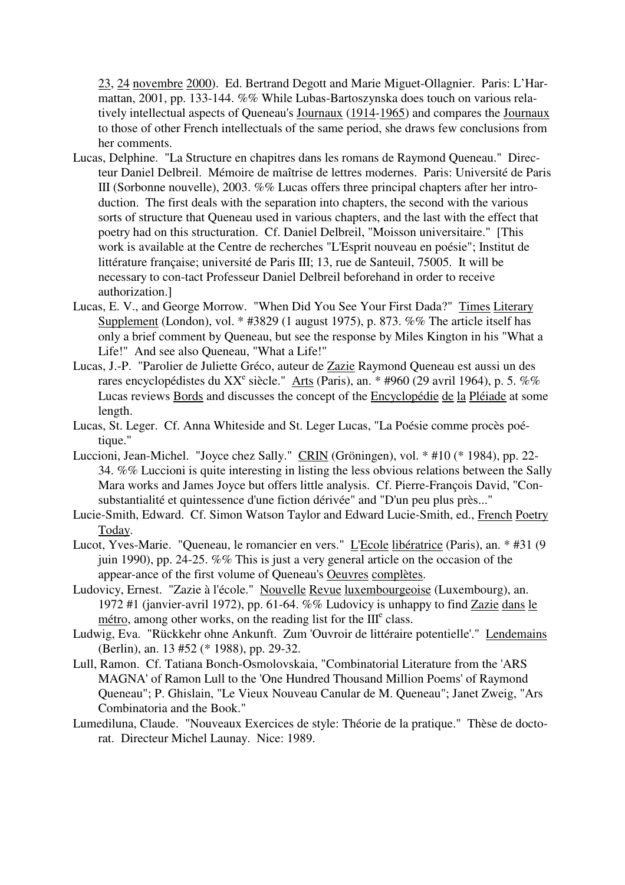23, 24 novembre 2000). Ed. Bertrand Degott and Marie Miguet-Ollagnier. Paris: L'Harmattan, 2001, pp. 133-144. %% While Lubas-Bartoszynska does touch on various relatively intellectual aspects of Queneau's Journaux (1914-1965) and compares the Journaux to those of other French intellectuals of the same period, she draws few conclusions from her comments.

Lucas, Delphine. "La Structure en chapitres dans les romans de Raymond Queneau." Directeur Daniel Delbreil. Mémoire de maîtrise de lettres modernes. Paris: Université de Paris III (Sorbonne nouvelle), 2003. %% Lucas offers three principal chapters after her introduction. The first deals with the separation into chapters, the second with the various sorts of structure that Queneau used in various chapters, and the last with the effect that poetry had on this structuration. Cf. Daniel Delbreil, "Moisson universitaire." [This work is available at the Centre de recherches "L'Esprit nouveau en poésie"; Institut de littérature française; université de Paris III; 13, rue de Santeuil, 75005. It will be necessary to con-tact Professeur Daniel Delbreil beforehand in order to receive authorization.]

Lucas, E. V., and George Morrow. "When Did You See Your First Dada?" Times Literary Supplement (London), vol. * #3829 (1 august 1975), p. 873. %% The article itself has only a brief comment by Queneau, but see the response by Miles Kington in his "What a Life!" And see also Queneau, "What a Life!"

Lucas, J.-P. "Parolier de Juliette Gréco, auteur de Zazie Raymond Queneau est aussi un des rares encyclopédistes du XX^e^ siècle." Arts (Paris), an. * #960 (29 avril 1964), p. 5. %% Lucas reviews Bords and discusses the concept of the Encyclopédie de la Pléiade at some length.

Lucas, St. Leger. Cf. Anna Whiteside and St. Leger Lucas, "La Poésie comme procès poétique."

Luccioni, Jean-Michel. "Joyce chez Sally." CRIN (Gröningen), vol. * #10 (* 1984), pp. 22-34. %% Luccioni is quite interesting in listing the less obvious relations between the Sally Mara works and James Joyce but offers little analysis. Cf. Pierre-François David, "Consubstantialité et quintessence d'une fiction dérivée" and "D'un peu plus près..."

Lucie-Smith, Edward. Cf. Simon Watson Taylor and Edward Lucie-Smith, ed., French Poetry Today.

Lucot, Yves-Marie. "Queneau, le romancier en vers." L'Ecole libératrice (Paris), an. * #31 (9 juin 1990), pp. 24-25. %% This is just a very general article on the occasion of the appear-ance of the first volume of Queneau's Oeuvres complètes.

Ludovicy, Ernest. "Zazie à l'école." Nouvelle Revue luxembourgeoise (Luxembourg), an. 1972 #1 (janvier-avril 1972), pp. 61-64. %% Ludovicy is unhappy to find Zazie dans le métro, among other works, on the reading list for the III^e^ class.

Ludwig, Eva. "Rückkehr ohne Ankunft. Zum 'Ouvroir de littéraire potentielle'." Lendemains (Berlin), an. 13 #52 (* 1988), pp. 29-32.

Lull, Ramon. Cf. Tatiana Bonch-Osmolovskaia, "Combinatorial Literature from the 'ARS MAGNA' of Ramon Lull to the 'One Hundred Thousand Million Poems' of Raymond Queneau"; P. Ghislain, "Le Vieux Nouveau Canular de M. Queneau"; Janet Zweig, "Ars Combinatoria and the Book."

Lumediluna, Claude. "Nouveaux Exercices de style: Théorie de la pratique." Thèse de doctorat. Directeur Michel Launay. Nice: 1989.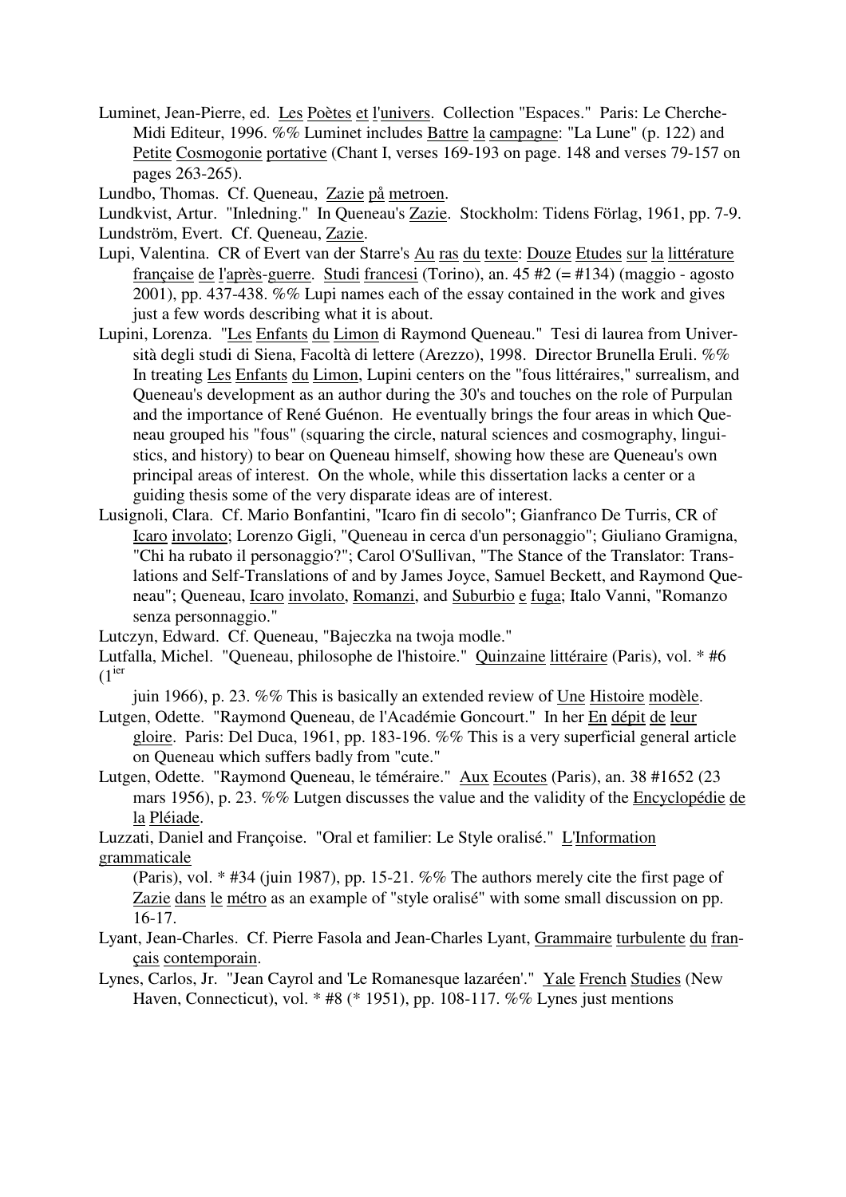Luminet, Jean-Pierre, ed. Les Poètes et l'univers. Collection "Espaces." Paris: Le Cherche-Midi Editeur, 1996. %% Luminet includes Battre la campagne: "La Lune" (p. 122) and Petite Cosmogonie portative (Chant I, verses 169-193 on page. 148 and verses 79-157 on pages 263-265).

Lundbo, Thomas. Cf. Queneau, Zazie på metroen.

Lundkvist, Artur. "Inledning." In Queneau's Zazie. Stockholm: Tidens Förlag, 1961, pp. 7-9.

Lundström, Evert. Cf. Queneau, Zazie.

Lupi, Valentina. CR of Evert van der Starre's Au ras du texte: Douze Etudes sur la littérature française de l'après-guerre. Studi francesi (Torino), an. 45 #2 (= #134) (maggio - agosto 2001), pp. 437-438. %% Lupi names each of the essay contained in the work and gives just a few words describing what it is about.

Lupini, Lorenza. "Les Enfants du Limon di Raymond Queneau." Tesi di laurea from Università degli studi di Siena, Facoltà di lettere (Arezzo), 1998. Director Brunella Eruli. %% In treating Les Enfants du Limon, Lupini centers on the "fous littéraires," surrealism, and Queneau's development as an author during the 30's and touches on the role of Purpulan and the importance of René Guénon. He eventually brings the four areas in which Queneau grouped his "fous" (squaring the circle, natural sciences and cosmography, linguistics, and history) to bear on Queneau himself, showing how these are Queneau's own principal areas of interest. On the whole, while this dissertation lacks a center or a guiding thesis some of the very disparate ideas are of interest.

Lusignoli, Clara. Cf. Mario Bonfantini, "Icaro fin di secolo"; Gianfranco De Turris, CR of Icaro involato; Lorenzo Gigli, "Queneau in cerca d'un personaggio"; Giuliano Gramigna, "Chi ha rubato il personaggio?"; Carol O'Sullivan, "The Stance of the Translator: Translations and Self-Translations of and by James Joyce, Samuel Beckett, and Raymond Queneau"; Queneau, Icaro involato, Romanzi, and Suburbio e fuga; Italo Vanni, "Romanzo senza personnaggio."

Lutczyn, Edward. Cf. Queneau, "Bajeczka na twoja modle."

Lutfalla, Michel. "Queneau, philosophe de l'histoire." Quinzaine littéraire (Paris), vol. * #6 (1ier juin 1966), p. 23. %% This is basically an extended review of Une Histoire modèle.

Lutgen, Odette. "Raymond Queneau, de l'Académie Goncourt." In her En dépit de leur gloire. Paris: Del Duca, 1961, pp. 183-196. %% This is a very superficial general article on Queneau which suffers badly from "cute."

Lutgen, Odette. "Raymond Queneau, le téméraire." Aux Ecoutes (Paris), an. 38 #1652 (23 mars 1956), p. 23. %% Lutgen discusses the value and the validity of the Encyclopédie de la Pléiade.

Luzzati, Daniel and Françoise. "Oral et familier: Le Style oralisé." L'Information grammaticale (Paris), vol. * #34 (juin 1987), pp. 15-21. %% The authors merely cite the first page of Zazie dans le métro as an example of "style oralisé" with some small discussion on pp. 16-17.

Lyant, Jean-Charles. Cf. Pierre Fasola and Jean-Charles Lyant, Grammaire turbulente du français contemporain.

Lynes, Carlos, Jr. "Jean Cayrol and 'Le Romanesque lazaréen'." Yale French Studies (New Haven, Connecticut), vol. * #8 (* 1951), pp. 108-117. %% Lynes just mentions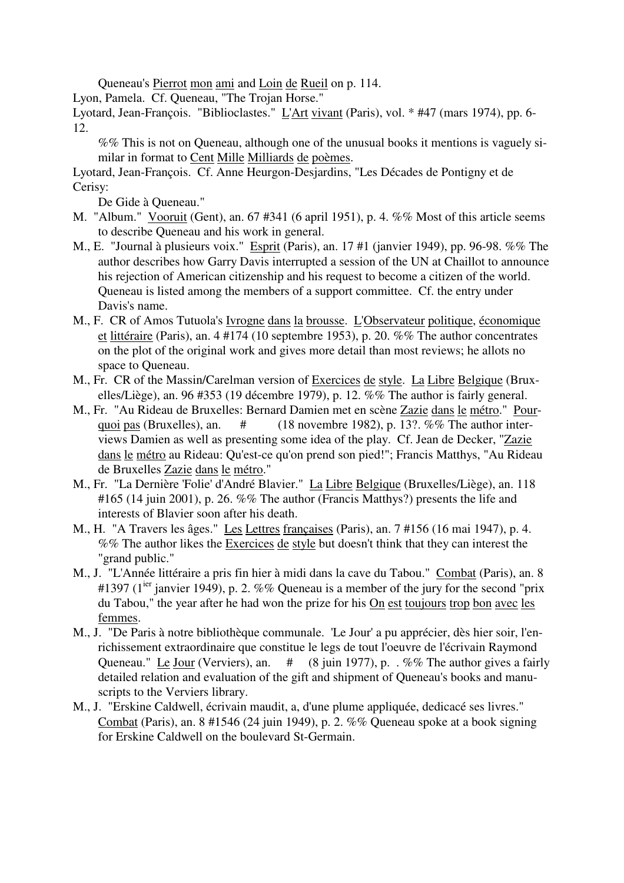Queneau's Pierrot mon ami and Loin de Rueil on p. 114.

Lyon, Pamela. Cf. Queneau, "The Trojan Horse."

Lyotard, Jean-François. "Biblioclastes." L'Art vivant (Paris), vol. * #47 (mars 1974), pp. 6-12.

%% This is not on Queneau, although one of the unusual books it mentions is vaguely similar in format to Cent Mille Milliards de poèmes.

Lyotard, Jean-François. Cf. Anne Heurgon-Desjardins, "Les Décades de Pontigny et de Cerisy:

De Gide à Queneau."

M. "Album." Vooruit (Gent), an. 67 #341 (6 april 1951), p. 4. %% Most of this article seems to describe Queneau and his work in general.

M., E. "Journal à plusieurs voix." Esprit (Paris), an. 17 #1 (janvier 1949), pp. 96-98. %% The author describes how Garry Davis interrupted a session of the UN at Chaillot to announce his rejection of American citizenship and his request to become a citizen of the world. Queneau is listed among the members of a support committee. Cf. the entry under Davis's name.

M., F. CR of Amos Tutuola's Ivrogne dans la brousse. L'Observateur politique, économique et littéraire (Paris), an. 4 #174 (10 septembre 1953), p. 20. %% The author concentrates on the plot of the original work and gives more detail than most reviews; he allots no space to Queneau.

M., Fr. CR of the Massin/Carelman version of Exercices de style. La Libre Belgique (Bruxelles/Liège), an. 96 #353 (19 décembre 1979), p. 12. %% The author is fairly general.

M., Fr. "Au Rideau de Bruxelles: Bernard Damien met en scène Zazie dans le métro." Pourquoi pas (Bruxelles), an. # (18 novembre 1982), p. 13?. %% The author interviews Damien as well as presenting some idea of the play. Cf. Jean de Decker, "Zazie dans le métro au Rideau: Qu'est-ce qu'on prend son pied!"; Francis Matthys, "Au Rideau de Bruxelles Zazie dans le métro."

M., Fr. "La Dernière 'Folie' d'André Blavier." La Libre Belgique (Bruxelles/Liège), an. 118 #165 (14 juin 2001), p. 26. %% The author (Francis Matthys?) presents the life and interests of Blavier soon after his death.

M., H. "A Travers les âges." Les Lettres françaises (Paris), an. 7 #156 (16 mai 1947), p. 4. %% The author likes the Exercices de style but doesn't think that they can interest the "grand public."

M., J. "L'Année littéraire a pris fin hier à midi dans la cave du Tabou." Combat (Paris), an. 8 #1397 (1ier janvier 1949), p. 2. %% Queneau is a member of the jury for the second "prix du Tabou," the year after he had won the prize for his On est toujours trop bon avec les femmes.

M., J. "De Paris à notre bibliothèque communale. 'Le Jour' a pu apprécier, dès hier soir, l'enrichissement extraordinaire que constitue le legs de tout l'oeuvre de l'écrivain Raymond Queneau." Le Jour (Verviers), an. # (8 juin 1977), p. . %% The author gives a fairly detailed relation and evaluation of the gift and shipment of Queneau's books and manuscripts to the Verviers library.

M., J. "Erskine Caldwell, écrivain maudit, a, d'une plume appliquée, dedicacé ses livres." Combat (Paris), an. 8 #1546 (24 juin 1949), p. 2. %% Queneau spoke at a book signing for Erskine Caldwell on the boulevard St-Germain.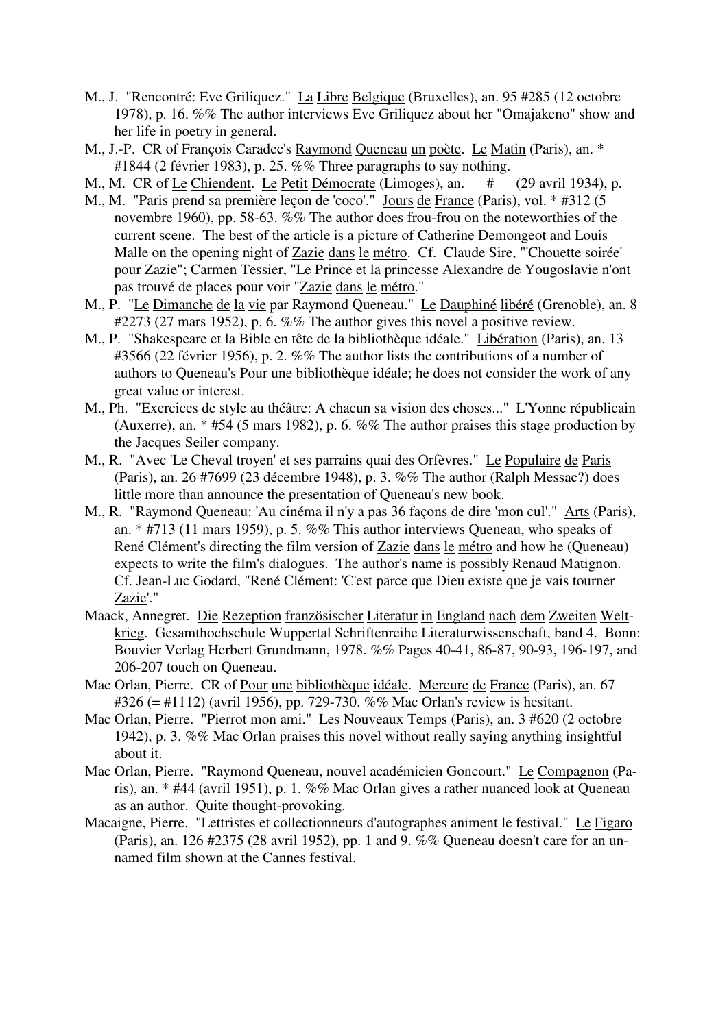M., J. "Rencontré: Eve Griliquez." La Libre Belgique (Bruxelles), an. 95 #285 (12 octobre 1978), p. 16. %% The author interviews Eve Griliquez about her "Omajakeno" show and her life in poetry in general.

M., J.-P. CR of François Caradec's Raymond Queneau un poète. Le Matin (Paris), an. * #1844 (2 février 1983), p. 25. %% Three paragraphs to say nothing.

M., M. CR of Le Chiendent. Le Petit Démocrate (Limoges), an. # (29 avril 1934), p.

M., M. "Paris prend sa première leçon de 'coco'." Jours de France (Paris), vol. * #312 (5 novembre 1960), pp. 58-63. %% The author does frou-frou on the noteworthies of the current scene. The best of the article is a picture of Catherine Demongeot and Louis Malle on the opening night of Zazie dans le métro. Cf. Claude Sire, "'Chouette soirée' pour Zazie"; Carmen Tessier, "Le Prince et la princesse Alexandre de Yougoslavie n'ont pas trouvé de places pour voir "Zazie dans le métro."

M., P. "Le Dimanche de la vie par Raymond Queneau." Le Dauphiné libéré (Grenoble), an. 8 #2273 (27 mars 1952), p. 6. %% The author gives this novel a positive review.

M., P. "Shakespeare et la Bible en tête de la bibliothèque idéale." Libération (Paris), an. 13 #3566 (22 février 1956), p. 2. %% The author lists the contributions of a number of authors to Queneau's Pour une bibliothèque idéale; he does not consider the work of any great value or interest.

M., Ph. "Exercices de style au théâtre: A chacun sa vision des choses..." L'Yonne républicain (Auxerre), an. * #54 (5 mars 1982), p. 6. %% The author praises this stage production by the Jacques Seiler company.

M., R. "Avec 'Le Cheval troyen' et ses parrains quai des Orfèvres." Le Populaire de Paris (Paris), an. 26 #7699 (23 décembre 1948), p. 3. %% The author (Ralph Messac?) does little more than announce the presentation of Queneau's new book.

M., R. "Raymond Queneau: 'Au cinéma il n'y a pas 36 façons de dire 'mon cul'." Arts (Paris), an. * #713 (11 mars 1959), p. 5. %% This author interviews Queneau, who speaks of René Clément's directing the film version of Zazie dans le métro and how he (Queneau) expects to write the film's dialogues. The author's name is possibly Renaud Matignon. Cf. Jean-Luc Godard, "René Clément: 'C'est parce que Dieu existe que je vais tourner Zazie'."

Maack, Annegret. Die Rezeption französischer Literatur in England nach dem Zweiten Welt-krieg. Gesamthochschule Wuppertal Schriftenreihe Literaturwissenschaft, band 4. Bonn: Bouvier Verlag Herbert Grundmann, 1978. %% Pages 40-41, 86-87, 90-93, 196-197, and 206-207 touch on Queneau.

Mac Orlan, Pierre. CR of Pour une bibliothèque idéale. Mercure de France (Paris), an. 67 #326 (= #1112) (avril 1956), pp. 729-730. %% Mac Orlan's review is hesitant.

Mac Orlan, Pierre. "Pierrot mon ami." Les Nouveaux Temps (Paris), an. 3 #620 (2 octobre 1942), p. 3. %% Mac Orlan praises this novel without really saying anything insightful about it.

Mac Orlan, Pierre. "Raymond Queneau, nouvel académicien Goncourt." Le Compagnon (Paris), an. * #44 (avril 1951), p. 1. %% Mac Orlan gives a rather nuanced look at Queneau as an author. Quite thought-provoking.

Macaigne, Pierre. "Lettristes et collectionneurs d'autographes animent le festival." Le Figaro (Paris), an. 126 #2375 (28 avril 1952), pp. 1 and 9. %% Queneau doesn't care for an unnamed film shown at the Cannes festival.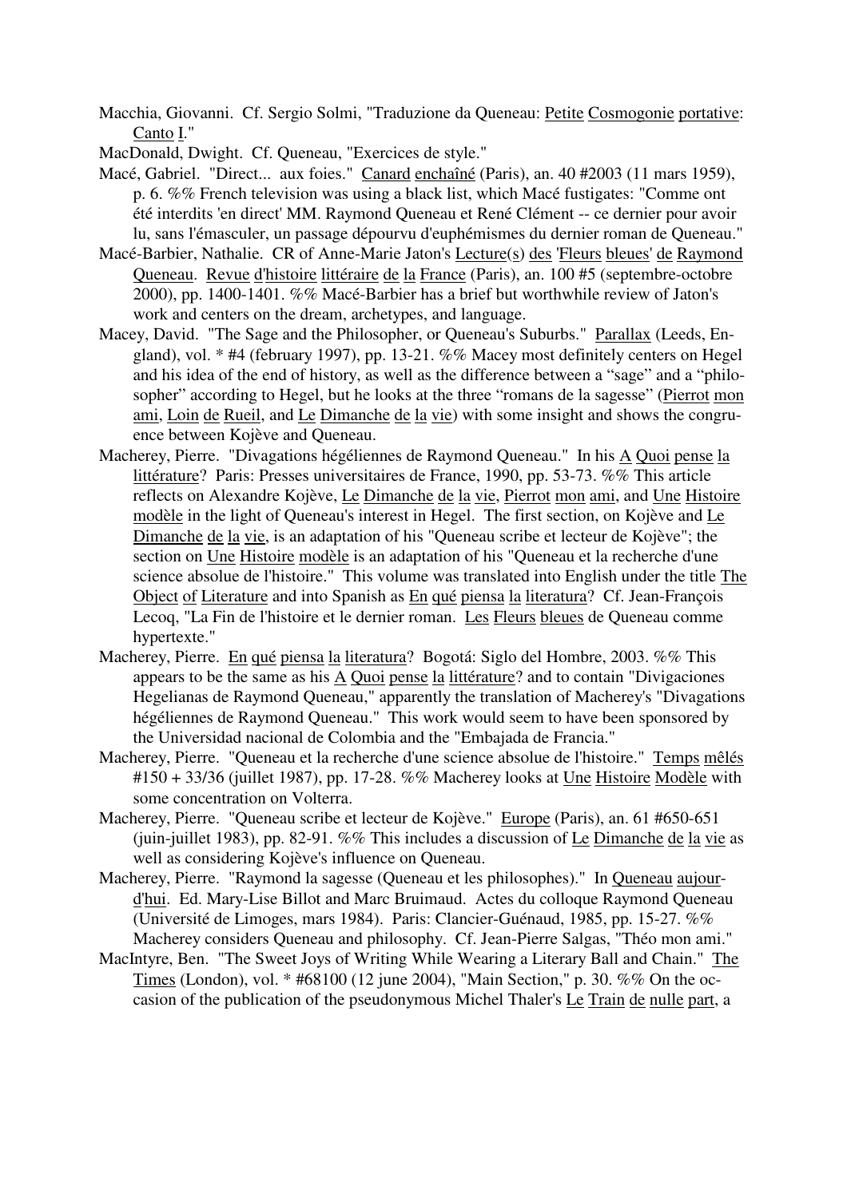Macchia, Giovanni. Cf. Sergio Solmi, "Traduzione da Queneau: Petite Cosmogonie portative: Canto I."

MacDonald, Dwight. Cf. Queneau, "Exercices de style."

Macé, Gabriel. "Direct... aux foies." Canard enchaîné (Paris), an. 40 #2003 (11 mars 1959), p. 6. %% French television was using a black list, which Macé fustigates: "Comme ont été interdits 'en direct' MM. Raymond Queneau et René Clément -- ce dernier pour avoir lu, sans l'émasculer, un passage dépourvu d'euphémismes du dernier roman de Queneau."

Macé-Barbier, Nathalie. CR of Anne-Marie Jaton's Lecture(s) des 'Fleurs bleues' de Raymond Queneau. Revue d'histoire littéraire de la France (Paris), an. 100 #5 (septembre-octobre 2000), pp. 1400-1401. %% Macé-Barbier has a brief but worthwhile review of Jaton's work and centers on the dream, archetypes, and language.

Macey, David. "The Sage and the Philosopher, or Queneau's Suburbs." Parallax (Leeds, England), vol. * #4 (february 1997), pp. 13-21. %% Macey most definitely centers on Hegel and his idea of the end of history, as well as the difference between a "sage" and a "philosopher" according to Hegel, but he looks at the three "romans de la sagesse" (Pierrot mon ami, Loin de Rueil, and Le Dimanche de la vie) with some insight and shows the congruence between Kojève and Queneau.

Macherey, Pierre. "Divagations hégéliennes de Raymond Queneau." In his A Quoi pense la littérature? Paris: Presses universitaires de France, 1990, pp. 53-73. %% This article reflects on Alexandre Kojève, Le Dimanche de la vie, Pierrot mon ami, and Une Histoire modèle in the light of Queneau's interest in Hegel. The first section, on Kojève and Le Dimanche de la vie, is an adaptation of his "Queneau scribe et lecteur de Kojève"; the section on Une Histoire modèle is an adaptation of his "Queneau et la recherche d'une science absolue de l'histoire." This volume was translated into English under the title The Object of Literature and into Spanish as En qué piensa la literatura? Cf. Jean-François Lecoq, "La Fin de l'histoire et le dernier roman. Les Fleurs bleues de Queneau comme hypertexte."

Macherey, Pierre. En qué piensa la literatura? Bogotá: Siglo del Hombre, 2003. %% This appears to be the same as his A Quoi pense la littérature? and to contain "Divigaciones Hegelianas de Raymond Queneau," apparently the translation of Macherey's "Divagations hégéliennes de Raymond Queneau." This work would seem to have been sponsored by the Universidad nacional de Colombia and the "Embajada de Francia."

Macherey, Pierre. "Queneau et la recherche d'une science absolue de l'histoire." Temps mêlés #150 + 33/36 (juillet 1987), pp. 17-28. %% Macherey looks at Une Histoire Modèle with some concentration on Volterra.

Macherey, Pierre. "Queneau scribe et lecteur de Kojève." Europe (Paris), an. 61 #650-651 (juin-juillet 1983), pp. 82-91. %% This includes a discussion of Le Dimanche de la vie as well as considering Kojève's influence on Queneau.

Macherey, Pierre. "Raymond la sagesse (Queneau et les philosophes)." In Queneau aujourd'hui. Ed. Mary-Lise Billot and Marc Bruimaud. Actes du colloque Raymond Queneau (Université de Limoges, mars 1984). Paris: Clancier-Guénaud, 1985, pp. 15-27. %% Macherey considers Queneau and philosophy. Cf. Jean-Pierre Salgas, "Théo mon ami."

MacIntyre, Ben. "The Sweet Joys of Writing While Wearing a Literary Ball and Chain." The Times (London), vol. * #68100 (12 june 2004), "Main Section," p. 30. %% On the occasion of the publication of the pseudonymous Michel Thaler's Le Train de nulle part, a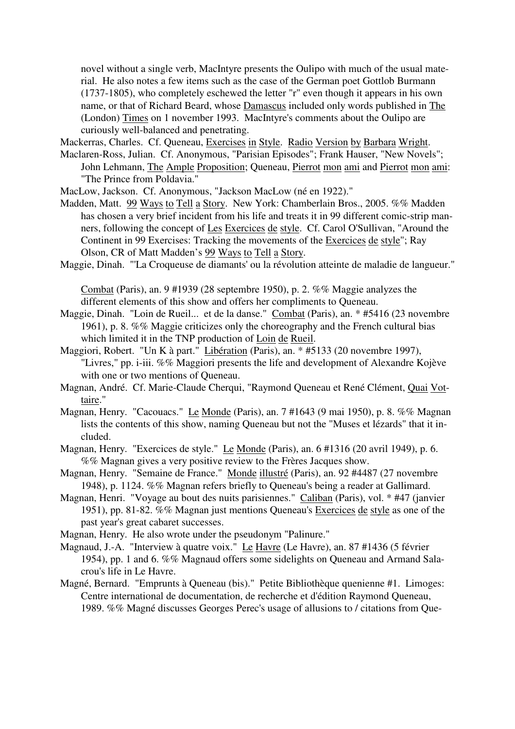novel without a single verb, MacIntyre presents the Oulipo with much of the usual material. He also notes a few items such as the case of the German poet Gottlob Burmann (1737-1805), who completely eschewed the letter "r" even though it appears in his own name, or that of Richard Beard, whose Damascus included only words published in The (London) Times on 1 november 1993. MacIntyre's comments about the Oulipo are curiously well-balanced and penetrating.

Mackerras, Charles. Cf. Queneau, Exercises in Style. Radio Version by Barbara Wright.

Maclaren-Ross, Julian. Cf. Anonymous, "Parisian Episodes"; Frank Hauser, "New Novels"; John Lehmann, The Ample Proposition; Queneau, Pierrot mon ami and Pierrot mon ami: "The Prince from Poldavia."

MacLow, Jackson. Cf. Anonymous, "Jackson MacLow (né en 1922)."

Madden, Matt. 99 Ways to Tell a Story. New York: Chamberlain Bros., 2005. %% Madden has chosen a very brief incident from his life and treats it in 99 different comic-strip manners, following the concept of Les Exercices de style. Cf. Carol O'Sullivan, "Around the Continent in 99 Exercises: Tracking the movements of the Exercices de style"; Ray Olson, CR of Matt Madden's 99 Ways to Tell a Story.

Maggie, Dinah. "'La Croqueuse de diamants' ou la révolution atteinte de maladie de langueur." Combat (Paris), an. 9 #1939 (28 septembre 1950), p. 2. %% Maggie analyzes the different elements of this show and offers her compliments to Queneau.

Maggie, Dinah. "Loin de Rueil... et de la danse." Combat (Paris), an. * #5416 (23 novembre 1961), p. 8. %% Maggie criticizes only the choreography and the French cultural bias which limited it in the TNP production of Loin de Rueil.

Maggiori, Robert. "Un K à part." Libération (Paris), an. * #5133 (20 novembre 1997), "Livres," pp. i-iii. %% Maggiori presents the life and development of Alexandre Kojève with one or two mentions of Queneau.

Magnan, André. Cf. Marie-Claude Cherqui, "Raymond Queneau et René Clément, Quai Vottaire."

Magnan, Henry. "Cacouacs." Le Monde (Paris), an. 7 #1643 (9 mai 1950), p. 8. %% Magnan lists the contents of this show, naming Queneau but not the "Muses et lézards" that it included.

Magnan, Henry. "Exercices de style." Le Monde (Paris), an. 6 #1316 (20 avril 1949), p. 6. %% Magnan gives a very positive review to the Frères Jacques show.

Magnan, Henry. "Semaine de France." Monde illustré (Paris), an. 92 #4487 (27 novembre 1948), p. 1124. %% Magnan refers briefly to Queneau's being a reader at Gallimard.

Magnan, Henri. "Voyage au bout des nuits parisiennes." Caliban (Paris), vol. * #47 (janvier 1951), pp. 81-82. %% Magnan just mentions Queneau's Exercices de style as one of the past year's great cabaret successes.

Magnan, Henry. He also wrote under the pseudonym "Palinure."

Magnaud, J.-A. "Interview à quatre voix." Le Havre (Le Havre), an. 87 #1436 (5 février 1954), pp. 1 and 6. %% Magnaud offers some sidelights on Queneau and Armand Salacrou's life in Le Havre.

Magné, Bernard. "Emprunts à Queneau (bis)." Petite Bibliothèque quenienne #1. Limoges: Centre international de documentation, de recherche et d'édition Raymond Queneau, 1989. %% Magné discusses Georges Perec's usage of allusions to / citations from Que-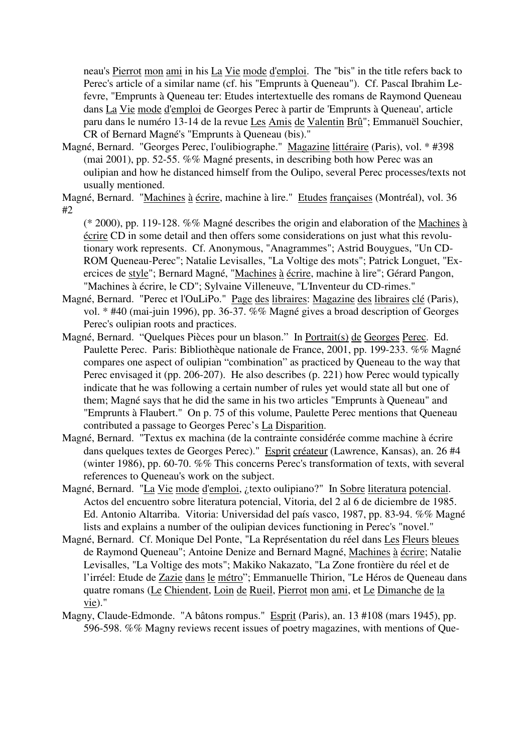neau's Pierrot mon ami in his La Vie mode d'emploi. The "bis" in the title refers back to Perec's article of a similar name (cf. his "Emprunts à Queneau"). Cf. Pascal Ibrahim Lefevre, "Emprunts à Queneau ter: Etudes intertextuelle des romans de Raymond Queneau dans La Vie mode d'emploi de Georges Perec à partir de 'Emprunts à Queneau', article paru dans le numéro 13-14 de la revue Les Amis de Valentin Brû"; Emmanuël Souchier, CR of Bernard Magné's "Emprunts à Queneau (bis)."

Magné, Bernard. "Georges Perec, l'oulibiographe." Magazine littéraire (Paris), vol. * #398 (mai 2001), pp. 52-55. %% Magné presents, in describing both how Perec was an oulipian and how he distanced himself from the Oulipo, several Perec processes/texts not usually mentioned.

Magné, Bernard. "Machines à écrire, machine à lire." Etudes françaises (Montréal), vol. 36 #2 (* 2000), pp. 119-128. %% Magné describes the origin and elaboration of the Machines à écrire CD in some detail and then offers some considerations on just what this revolutionary work represents. Cf. Anonymous, "Anagrammes"; Astrid Bouygues, "Un CD-ROM Queneau-Perec"; Natalie Levisalles, "La Voltige des mots"; Patrick Longuet, "Exercices de style"; Bernard Magné, "Machines à écrire, machine à lire"; Gérard Pangon, "Machines à écrire, le CD"; Sylvaine Villeneuve, "L'Inventeur du CD-rimes."

Magné, Bernard. "Perec et l'OuLiPo." Page des libraires: Magazine des libraires clé (Paris), vol. * #40 (mai-juin 1996), pp. 36-37. %% Magné gives a broad description of Georges Perec's oulipian roots and practices.

Magné, Bernard. "Quelques Pièces pour un blason." In Portrait(s) de Georges Perec. Ed. Paulette Perec. Paris: Bibliothèque nationale de France, 2001, pp. 199-233. %% Magné compares one aspect of oulipian "combination" as practiced by Queneau to the way that Perec envisaged it (pp. 206-207). He also describes (p. 221) how Perec would typically indicate that he was following a certain number of rules yet would state all but one of them; Magné says that he did the same in his two articles "Emprunts à Queneau" and "Emprunts à Flaubert." On p. 75 of this volume, Paulette Perec mentions that Queneau contributed a passage to Georges Perec's La Disparition.

Magné, Bernard. "Textus ex machina (de la contrainte considérée comme machine à écrire dans quelques textes de Georges Perec)." Esprit créateur (Lawrence, Kansas), an. 26 #4 (winter 1986), pp. 60-70. %% This concerns Perec's transformation of texts, with several references to Queneau's work on the subject.

Magné, Bernard. "La Vie mode d'emploi, ¿texto oulipiano?" In Sobre literatura potencial. Actos del encuentro sobre literatura potencial, Vitoria, del 2 al 6 de diciembre de 1985. Ed. Antonio Altarriba. Vitoria: Universidad del país vasco, 1987, pp. 83-94. %% Magné lists and explains a number of the oulipian devices functioning in Perec's "novel."

Magné, Bernard. Cf. Monique Del Ponte, "La Représentation du réel dans Les Fleurs bleues de Raymond Queneau"; Antoine Denize and Bernard Magné, Machines à écrire; Natalie Levisalles, "La Voltige des mots"; Makiko Nakazato, "La Zone frontière du réel et de l'irréel: Etude de Zazie dans le métro"; Emmanuelle Thirion, "Le Héros de Queneau dans quatre romans (Le Chiendent, Loin de Rueil, Pierrot mon ami, et Le Dimanche de la vie)."

Magny, Claude-Edmonde. "A bâtons rompus." Esprit (Paris), an. 13 #108 (mars 1945), pp. 596-598. %% Magny reviews recent issues of poetry magazines, with mentions of Que-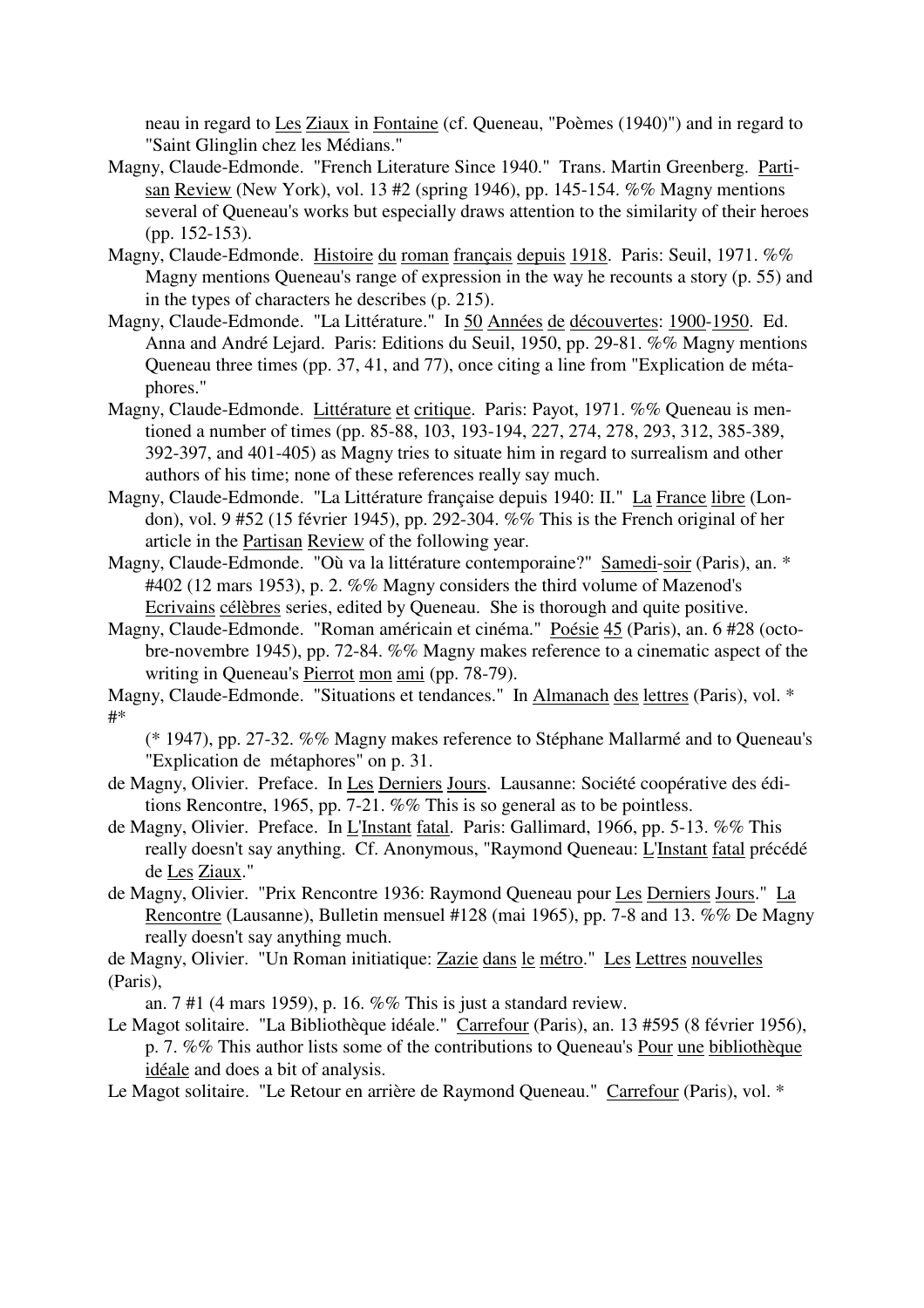neau in regard to Les Ziaux in Fontaine (cf. Queneau, "Poèmes (1940)") and in regard to "Saint Glinglin chez les Médians."

Magny, Claude-Edmonde. "French Literature Since 1940." Trans. Martin Greenberg. Partisan Review (New York), vol. 13 #2 (spring 1946), pp. 145-154. %% Magny mentions several of Queneau's works but especially draws attention to the similarity of their heroes (pp. 152-153).

Magny, Claude-Edmonde. Histoire du roman français depuis 1918. Paris: Seuil, 1971. %% Magny mentions Queneau's range of expression in the way he recounts a story (p. 55) and in the types of characters he describes (p. 215).

Magny, Claude-Edmonde. "La Littérature." In 50 Années de découvertes: 1900-1950. Ed. Anna and André Lejard. Paris: Editions du Seuil, 1950, pp. 29-81. %% Magny mentions Queneau three times (pp. 37, 41, and 77), once citing a line from "Explication de métaphores."

Magny, Claude-Edmonde. Littérature et critique. Paris: Payot, 1971. %% Queneau is mentioned a number of times (pp. 85-88, 103, 193-194, 227, 274, 278, 293, 312, 385-389, 392-397, and 401-405) as Magny tries to situate him in regard to surrealism and other authors of his time; none of these references really say much.

Magny, Claude-Edmonde. "La Littérature française depuis 1940: II." La France libre (London), vol. 9 #52 (15 février 1945), pp. 292-304. %% This is the French original of her article in the Partisan Review of the following year.

Magny, Claude-Edmonde. "Où va la littérature contemporaine?" Samedi-soir (Paris), an. * #402 (12 mars 1953), p. 2. %% Magny considers the third volume of Mazenod's Ecrivains célèbres series, edited by Queneau. She is thorough and quite positive.

Magny, Claude-Edmonde. "Roman américain et cinéma." Poésie 45 (Paris), an. 6 #28 (octobre-novembre 1945), pp. 72-84. %% Magny makes reference to a cinematic aspect of the writing in Queneau's Pierrot mon ami (pp. 78-79).

Magny, Claude-Edmonde. "Situations et tendances." In Almanach des lettres (Paris), vol. * #* (* 1947), pp. 27-32. %% Magny makes reference to Stéphane Mallarmé and to Queneau's "Explication de métaphores" on p. 31.

de Magny, Olivier. Preface. In Les Derniers Jours. Lausanne: Société coopérative des éditions Rencontre, 1965, pp. 7-21. %% This is so general as to be pointless.

de Magny, Olivier. Preface. In L'Instant fatal. Paris: Gallimard, 1966, pp. 5-13. %% This really doesn't say anything. Cf. Anonymous, "Raymond Queneau: L'Instant fatal précédé de Les Ziaux."

de Magny, Olivier. "Prix Rencontre 1936: Raymond Queneau pour Les Derniers Jours." La Rencontre (Lausanne), Bulletin mensuel #128 (mai 1965), pp. 7-8 and 13. %% De Magny really doesn't say anything much.

de Magny, Olivier. "Un Roman initiatique: Zazie dans le métro." Les Lettres nouvelles (Paris), an. 7 #1 (4 mars 1959), p. 16. %% This is just a standard review.

Le Magot solitaire. "La Bibliothèque idéale." Carrefour (Paris), an. 13 #595 (8 février 1956), p. 7. %% This author lists some of the contributions to Queneau's Pour une bibliothèque idéale and does a bit of analysis.

Le Magot solitaire. "Le Retour en arrière de Raymond Queneau." Carrefour (Paris), vol. *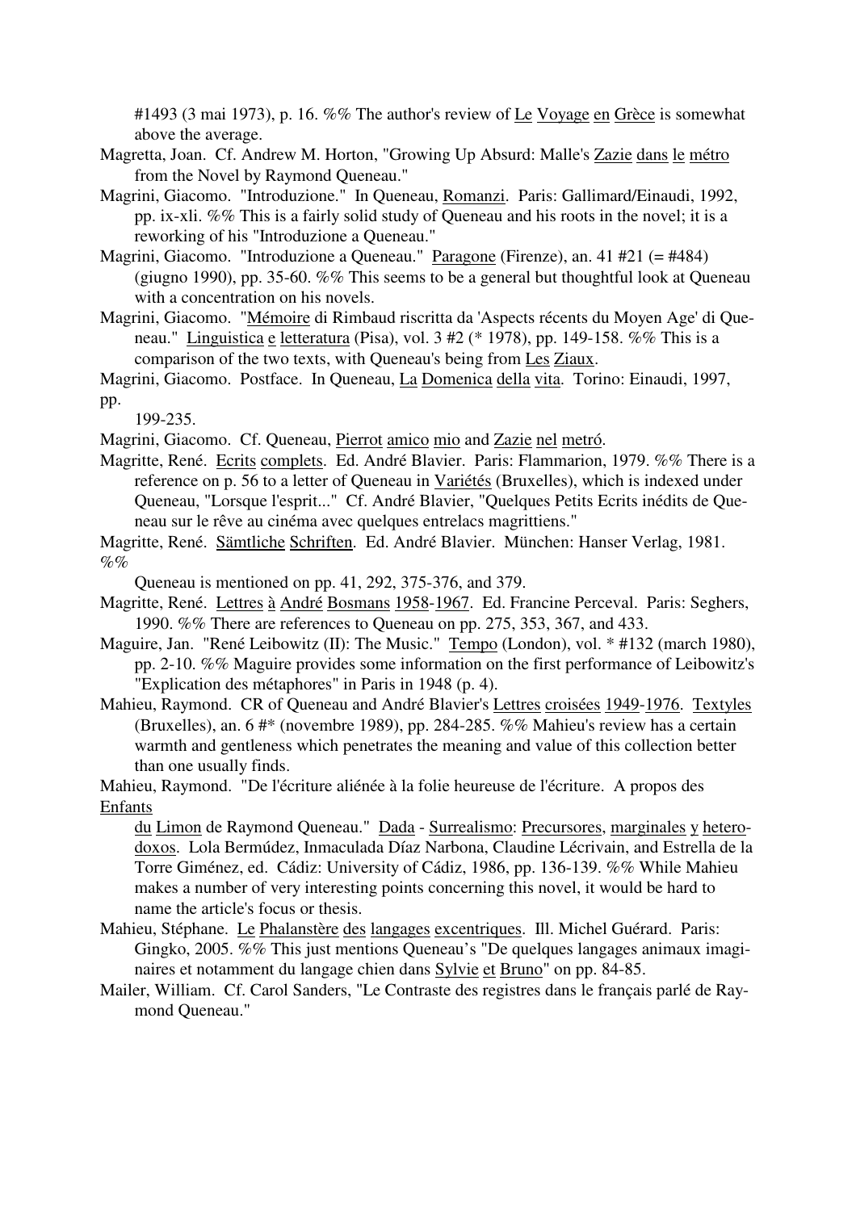#1493 (3 mai 1973), p. 16. %% The author's review of Le Voyage en Grèce is somewhat above the average.

Magretta, Joan. Cf. Andrew M. Horton, "Growing Up Absurd: Malle's Zazie dans le métro from the Novel by Raymond Queneau."

Magrini, Giacomo. "Introduzione." In Queneau, Romanzi. Paris: Gallimard/Einaudi, 1992, pp. ix-xli. %% This is a fairly solid study of Queneau and his roots in the novel; it is a reworking of his "Introduzione a Queneau."

Magrini, Giacomo. "Introduzione a Queneau." Paragone (Firenze), an. 41 #21 (= #484) (giugno 1990), pp. 35-60. %% This seems to be a general but thoughtful look at Queneau with a concentration on his novels.

Magrini, Giacomo. "Mémoire di Rimbaud riscritta da 'Aspects récents du Moyen Age' di Queneau." Linguistica e letteratura (Pisa), vol. 3 #2 (* 1978), pp. 149-158. %% This is a comparison of the two texts, with Queneau's being from Les Ziaux.

Magrini, Giacomo. Postface. In Queneau, La Domenica della vita. Torino: Einaudi, 1997, pp. 199-235.

Magrini, Giacomo. Cf. Queneau, Pierrot amico mio and Zazie nel metró.

Magritte, René. Ecrits complets. Ed. André Blavier. Paris: Flammarion, 1979. %% There is a reference on p. 56 to a letter of Queneau in Variétés (Bruxelles), which is indexed under Queneau, "Lorsque l'esprit..." Cf. André Blavier, "Quelques Petits Ecrits inédits de Queneau sur le rêve au cinéma avec quelques entrelacs magrittiens."

Magritte, René. Sämtliche Schriften. Ed. André Blavier. München: Hanser Verlag, 1981. %% Queneau is mentioned on pp. 41, 292, 375-376, and 379.

Magritte, René. Lettres à André Bosmans 1958-1967. Ed. Francine Perceval. Paris: Seghers, 1990. %% There are references to Queneau on pp. 275, 353, 367, and 433.

Maguire, Jan. "René Leibowitz (II): The Music." Tempo (London), vol. * #132 (march 1980), pp. 2-10. %% Maguire provides some information on the first performance of Leibowitz's "Explication des métaphores" in Paris in 1948 (p. 4).

Mahieu, Raymond. CR of Queneau and André Blavier's Lettres croisées 1949-1976. Textyles (Bruxelles), an. 6 #* (novembre 1989), pp. 284-285. %% Mahieu's review has a certain warmth and gentleness which penetrates the meaning and value of this collection better than one usually finds.

Mahieu, Raymond. "De l'écriture aliénée à la folie heureuse de l'écriture. A propos des Enfants du Limon de Raymond Queneau." Dada - Surrealismo: Precursores, marginales y heterodoxos. Lola Bermúdez, Inmaculada Díaz Narbona, Claudine Lécrivain, and Estrella de la Torre Giménez, ed. Cádiz: University of Cádiz, 1986, pp. 136-139. %% While Mahieu makes a number of very interesting points concerning this novel, it would be hard to name the article's focus or thesis.

Mahieu, Stéphane. Le Phalanstère des langages excentriques. Ill. Michel Guérard. Paris: Gingko, 2005. %% This just mentions Queneau's "De quelques langages animaux imaginaires et notamment du langage chien dans Sylvie et Bruno" on pp. 84-85.

Mailer, William. Cf. Carol Sanders, "Le Contraste des registres dans le français parlé de Raymond Queneau."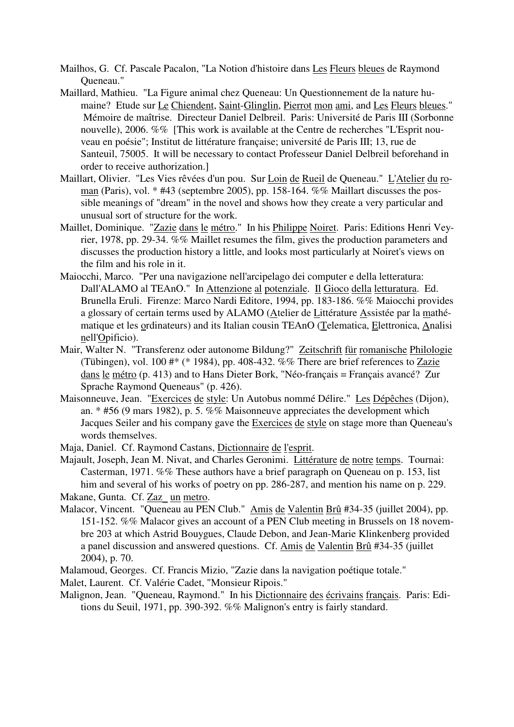Mailhos, G. Cf. Pascale Pacalon, "La Notion d'histoire dans Les Fleurs bleues de Raymond Queneau."

Maillard, Mathieu. "La Figure animal chez Queneau: Un Questionnement de la nature humaine? Etude sur Le Chiendent, Saint-Glinglin, Pierrot mon ami, and Les Fleurs bleues." Mémoire de maîtrise. Directeur Daniel Delbreil. Paris: Université de Paris III (Sorbonne nouvelle), 2006. %% [This work is available at the Centre de recherches "L'Esprit nouveau en poésie"; Institut de littérature française; université de Paris III; 13, rue de Santeuil, 75005. It will be necessary to contact Professeur Daniel Delbreil beforehand in order to receive authorization.]

Maillart, Olivier. "Les Vies rêvées d'un pou. Sur Loin de Rueil de Queneau." L'Atelier du roman (Paris), vol. * #43 (septembre 2005), pp. 158-164. %% Maillart discusses the possible meanings of "dream" in the novel and shows how they create a very particular and unusual sort of structure for the work.

Maillet, Dominique. "Zazie dans le métro." In his Philippe Noiret. Paris: Editions Henri Veyrier, 1978, pp. 29-34. %% Maillet resumes the film, gives the production parameters and discusses the production history a little, and looks most particularly at Noiret's views on the film and his role in it.

Maiocchi, Marco. "Per una navigazione nell'arcipelago dei computer e della letteratura: Dall'ALAMO al TEAnO." In Attenzione al potenziale. Il Gioco della letturatura. Ed. Brunella Eruli. Firenze: Marco Nardi Editore, 1994, pp. 183-186. %% Maiocchi provides a glossary of certain terms used by ALAMO (Atelier de Littérature Assistée par la mathématique et les ordinateurs) and its Italian cousin TEAnO (Telematica, Elettronica, Analisi nell'Opificio).

Mair, Walter N. "Transferenz oder autonome Bildung?" Zeitschrift für romanische Philologie (Tübingen), vol. 100 #* (* 1984), pp. 408-432. %% There are brief references to Zazie dans le métro (p. 413) and to Hans Dieter Bork, "Néo-français = Français avancé? Zur Sprache Raymond Queneaus" (p. 426).

Maisonneuve, Jean. "Exercices de style: Un Autobus nommé Délire." Les Dépêches (Dijon), an. * #56 (9 mars 1982), p. 5. %% Maisonneuve appreciates the development which Jacques Seiler and his company gave the Exercices de style on stage more than Queneau's words themselves.

Maja, Daniel. Cf. Raymond Castans, Dictionnaire de l'esprit.

Majault, Joseph, Jean M. Nivat, and Charles Geronimi. Littérature de notre temps. Tournai: Casterman, 1971. %% These authors have a brief paragraph on Queneau on p. 153, list him and several of his works of poetry on pp. 286-287, and mention his name on p. 229.

Makane, Gunta. Cf. Zaz_ un metro.

Malacor, Vincent. "Queneau au PEN Club." Amis de Valentin Brû #34-35 (juillet 2004), pp. 151-152. %% Malacor gives an account of a PEN Club meeting in Brussels on 18 novembre 203 at which Astrid Bouygues, Claude Debon, and Jean-Marie Klinkenberg provided a panel discussion and answered questions. Cf. Amis de Valentin Brû #34-35 (juillet 2004), p. 70.

Malamoud, Georges. Cf. Francis Mizio, "Zazie dans la navigation poétique totale."

Malet, Laurent. Cf. Valérie Cadet, "Monsieur Ripois."

Malignon, Jean. "Queneau, Raymond." In his Dictionnaire des écrivains français. Paris: Editions du Seuil, 1971, pp. 390-392. %% Malignon's entry is fairly standard.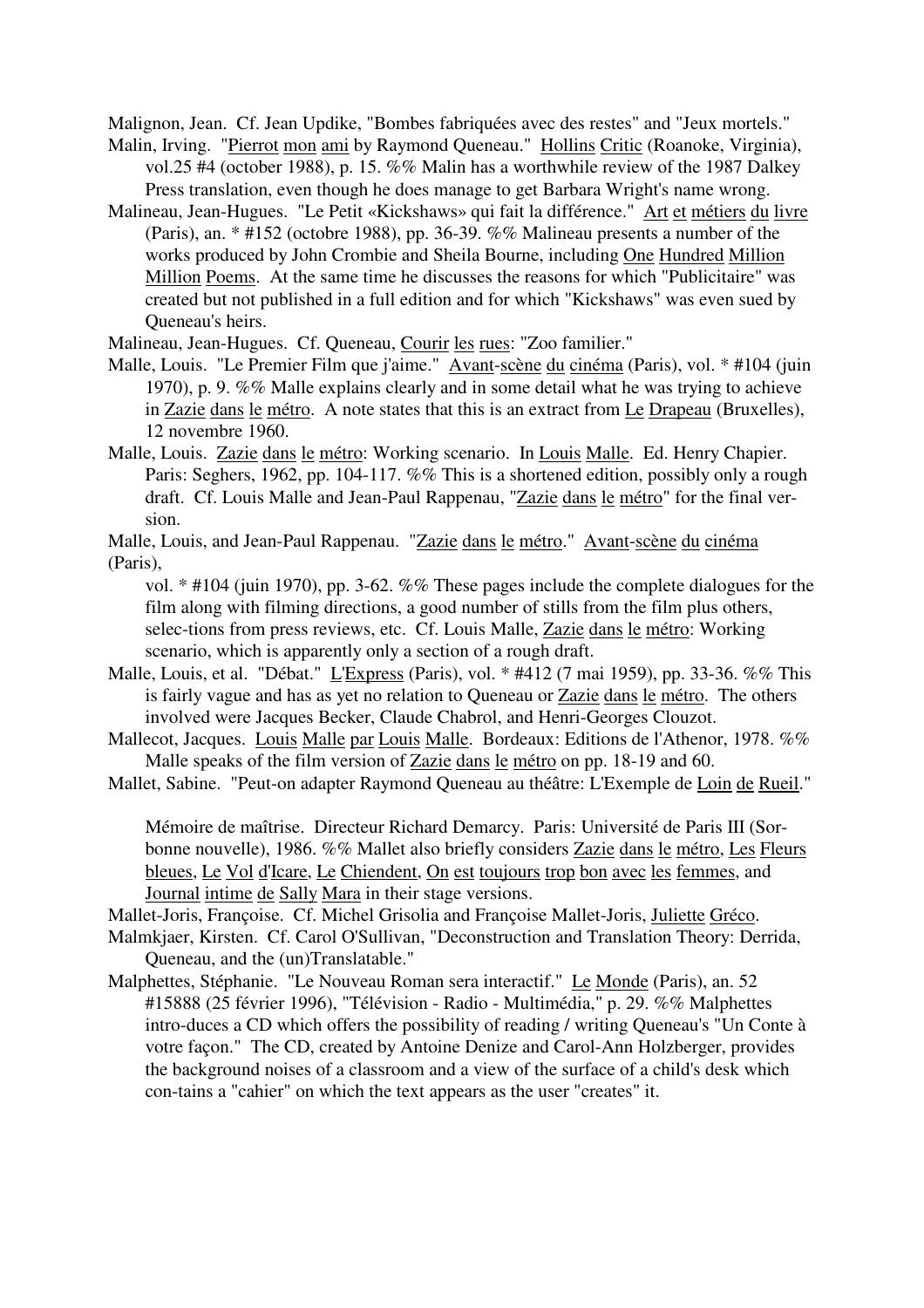Malignon, Jean. Cf. Jean Updike, "Bombes fabriquées avec des restes" and "Jeux mortels."

Malin, Irving. "Pierrot mon ami by Raymond Queneau." Hollins Critic (Roanoke, Virginia), vol.25 #4 (october 1988), p. 15. %% Malin has a worthwhile review of the 1987 Dalkey Press translation, even though he does manage to get Barbara Wright's name wrong.

Malineau, Jean-Hugues. "Le Petit «Kickshaws» qui fait la différence." Art et métiers du livre (Paris), an. * #152 (octobre 1988), pp. 36-39. %% Malineau presents a number of the works produced by John Crombie and Sheila Bourne, including One Hundred Million Million Poems. At the same time he discusses the reasons for which "Publicitaire" was created but not published in a full edition and for which "Kickshaws" was even sued by Queneau's heirs.

Malineau, Jean-Hugues. Cf. Queneau, Courir les rues: "Zoo familier."

Malle, Louis. "Le Premier Film que j'aime." Avant-scène du cinéma (Paris), vol. * #104 (juin 1970), p. 9. %% Malle explains clearly and in some detail what he was trying to achieve in Zazie dans le métro. A note states that this is an extract from Le Drapeau (Bruxelles), 12 novembre 1960.

Malle, Louis. Zazie dans le métro: Working scenario. In Louis Malle. Ed. Henry Chapier. Paris: Seghers, 1962, pp. 104-117. %% This is a shortened edition, possibly only a rough draft. Cf. Louis Malle and Jean-Paul Rappenau, "Zazie dans le métro" for the final version.

Malle, Louis, and Jean-Paul Rappenau. "Zazie dans le métro." Avant-scène du cinéma (Paris), vol. * #104 (juin 1970), pp. 3-62. %% These pages include the complete dialogues for the film along with filming directions, a good number of stills from the film plus others, selec-tions from press reviews, etc. Cf. Louis Malle, Zazie dans le métro: Working scenario, which is apparently only a section of a rough draft.

Malle, Louis, et al. "Débat." L'Express (Paris), vol. * #412 (7 mai 1959), pp. 33-36. %% This is fairly vague and has as yet no relation to Queneau or Zazie dans le métro. The others involved were Jacques Becker, Claude Chabrol, and Henri-Georges Clouzot.

Mallecot, Jacques. Louis Malle par Louis Malle. Bordeaux: Editions de l'Athenor, 1978. %% Malle speaks of the film version of Zazie dans le métro on pp. 18-19 and 60.

Mallet, Sabine. "Peut-on adapter Raymond Queneau au théâtre: L'Exemple de Loin de Rueil." Mémoire de maîtrise. Directeur Richard Demarcy. Paris: Université de Paris III (Sorbonne nouvelle), 1986. %% Mallet also briefly considers Zazie dans le métro, Les Fleurs bleues, Le Vol d'Icare, Le Chiendent, On est toujours trop bon avec les femmes, and Journal intime de Sally Mara in their stage versions.

Mallet-Joris, Françoise. Cf. Michel Grisolia and Françoise Mallet-Joris, Juliette Gréco.

Malmkjaer, Kirsten. Cf. Carol O'Sullivan, "Deconstruction and Translation Theory: Derrida, Queneau, and the (un)Translatable."

Malphettes, Stéphanie. "Le Nouveau Roman sera interactif." Le Monde (Paris), an. 52 #15888 (25 février 1996), "Télévision - Radio - Multimédia," p. 29. %% Malphettes intro-duces a CD which offers the possibility of reading / writing Queneau's "Un Conte à votre façon." The CD, created by Antoine Denize and Carol-Ann Holzberger, provides the background noises of a classroom and a view of the surface of a child's desk which con-tains a "cahier" on which the text appears as the user "creates" it.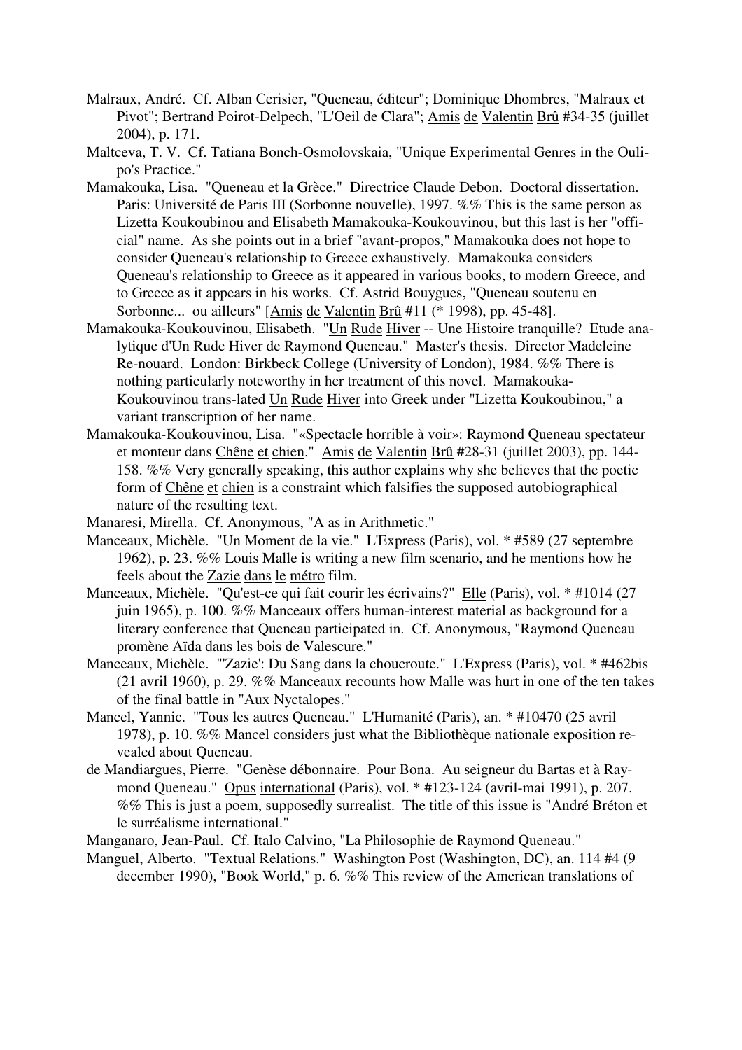Malraux, André. Cf. Alban Cerisier, "Queneau, éditeur"; Dominique Dhombres, "Malraux et Pivot"; Bertrand Poirot-Delpech, "L'Oeil de Clara"; Amis de Valentin Brû #34-35 (juillet 2004), p. 171.

Maltceva, T. V. Cf. Tatiana Bonch-Osmolovskaia, "Unique Experimental Genres in the Oulipo's Practice."

Mamakouka, Lisa. "Queneau et la Grèce." Directrice Claude Debon. Doctoral dissertation. Paris: Université de Paris III (Sorbonne nouvelle), 1997. %% This is the same person as Lizetta Koukoubinou and Elisabeth Mamakouka-Koukouvinou, but this last is her "official" name. As she points out in a brief "avant-propos," Mamakouka does not hope to consider Queneau's relationship to Greece exhaustively. Mamakouka considers Queneau's relationship to Greece as it appeared in various books, to modern Greece, and to Greece as it appears in his works. Cf. Astrid Bouygues, "Queneau soutenu en Sorbonne... ou ailleurs" [Amis de Valentin Brû #11 (* 1998), pp. 45-48].

Mamakouka-Koukouvinou, Elisabeth. "Un Rude Hiver -- Une Histoire tranquille? Etude analytique d'Un Rude Hiver de Raymond Queneau." Master's thesis. Director Madeleine Re-nouard. London: Birkbeck College (University of London), 1984. %% There is nothing particularly noteworthy in her treatment of this novel. Mamakouka-Koukouvinou trans-lated Un Rude Hiver into Greek under "Lizetta Koukoubinou," a variant transcription of her name.

Mamakouka-Koukouvinou, Lisa. "«Spectacle horrible à voir»: Raymond Queneau spectateur et monteur dans Chêne et chien." Amis de Valentin Brû #28-31 (juillet 2003), pp. 144-158. %% Very generally speaking, this author explains why she believes that the poetic form of Chêne et chien is a constraint which falsifies the supposed autobiographical nature of the resulting text.

Manaresi, Mirella. Cf. Anonymous, "A as in Arithmetic."

Manceaux, Michèle. "Un Moment de la vie." L'Express (Paris), vol. * #589 (27 septembre 1962), p. 23. %% Louis Malle is writing a new film scenario, and he mentions how he feels about the Zazie dans le métro film.

Manceaux, Michèle. "Qu'est-ce qui fait courir les écrivains?" Elle (Paris), vol. * #1014 (27 juin 1965), p. 100. %% Manceaux offers human-interest material as background for a literary conference that Queneau participated in. Cf. Anonymous, "Raymond Queneau promène Aïda dans les bois de Valescure."

Manceaux, Michèle. "'Zazie': Du Sang dans la choucroute." L'Express (Paris), vol. * #462bis (21 avril 1960), p. 29. %% Manceaux recounts how Malle was hurt in one of the ten takes of the final battle in "Aux Nyctalopes."

Mancel, Yannic. "Tous les autres Queneau." L'Humanité (Paris), an. * #10470 (25 avril 1978), p. 10. %% Mancel considers just what the Bibliothèque nationale exposition revealed about Queneau.

de Mandiargues, Pierre. "Genèse débonnaire. Pour Bona. Au seigneur du Bartas et à Raymond Queneau." Opus international (Paris), vol. * #123-124 (avril-mai 1991), p. 207. %% This is just a poem, supposedly surrealist. The title of this issue is "André Bréton et le surréalisme international."

Manganaro, Jean-Paul. Cf. Italo Calvino, "La Philosophie de Raymond Queneau."

Manguel, Alberto. "Textual Relations." Washington Post (Washington, DC), an. 114 #4 (9 december 1990), "Book World," p. 6. %% This review of the American translations of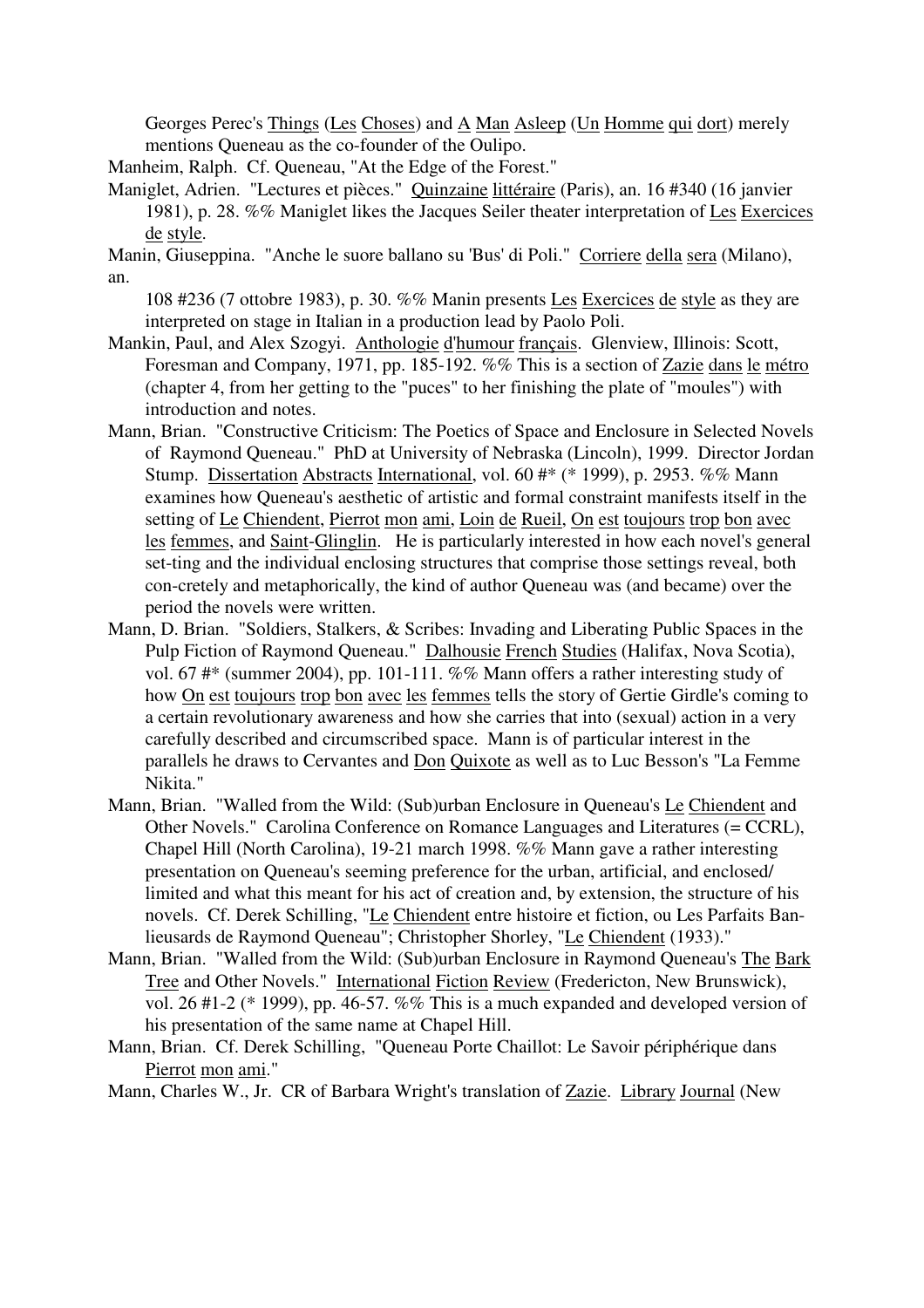Georges Perec's Things (Les Choses) and A Man Asleep (Un Homme qui dort) merely mentions Queneau as the co-founder of the Oulipo.

Manheim, Ralph. Cf. Queneau, "At the Edge of the Forest."

Maniglet, Adrien. "Lectures et pièces." Quinzaine littéraire (Paris), an. 16 #340 (16 janvier 1981), p. 28. %% Maniglet likes the Jacques Seiler theater interpretation of Les Exercices de style.

Manin, Giuseppina. "Anche le suore ballano su 'Bus' di Poli." Corriere della sera (Milano), an.

108 #236 (7 ottobre 1983), p. 30. %% Manin presents Les Exercices de style as they are interpreted on stage in Italian in a production lead by Paolo Poli.

Mankin, Paul, and Alex Szogyi. Anthologie d'humour français. Glenview, Illinois: Scott, Foresman and Company, 1971, pp. 185-192. %% This is a section of Zazie dans le métro (chapter 4, from her getting to the "puces" to her finishing the plate of "moules") with introduction and notes.

Mann, Brian. "Constructive Criticism: The Poetics of Space and Enclosure in Selected Novels of Raymond Queneau." PhD at University of Nebraska (Lincoln), 1999. Director Jordan Stump. Dissertation Abstracts International, vol. 60 #* (* 1999), p. 2953. %% Mann examines how Queneau's aesthetic of artistic and formal constraint manifests itself in the setting of Le Chiendent, Pierrot mon ami, Loin de Rueil, On est toujours trop bon avec les femmes, and Saint-Glinglin. He is particularly interested in how each novel's general set-ting and the individual enclosing structures that comprise those settings reveal, both con-cretely and metaphorically, the kind of author Queneau was (and became) over the period the novels were written.

Mann, D. Brian. "Soldiers, Stalkers, & Scribes: Invading and Liberating Public Spaces in the Pulp Fiction of Raymond Queneau." Dalhousie French Studies (Halifax, Nova Scotia), vol. 67 #* (summer 2004), pp. 101-111. %% Mann offers a rather interesting study of how On est toujours trop bon avec les femmes tells the story of Gertie Girdle's coming to a certain revolutionary awareness and how she carries that into (sexual) action in a very carefully described and circumscribed space. Mann is of particular interest in the parallels he draws to Cervantes and Don Quixote as well as to Luc Besson's "La Femme Nikita."

Mann, Brian. "Walled from the Wild: (Sub)urban Enclosure in Queneau's Le Chiendent and Other Novels." Carolina Conference on Romance Languages and Literatures (= CCRL), Chapel Hill (North Carolina), 19-21 march 1998. %% Mann gave a rather interesting presentation on Queneau's seeming preference for the urban, artificial, and enclosed/ limited and what this meant for his act of creation and, by extension, the structure of his novels. Cf. Derek Schilling, "Le Chiendent entre histoire et fiction, ou Les Parfaits Ban-lieusards de Raymond Queneau"; Christopher Shorley, "Le Chiendent (1933)."

Mann, Brian. "Walled from the Wild: (Sub)urban Enclosure in Raymond Queneau's The Bark Tree and Other Novels." International Fiction Review (Fredericton, New Brunswick), vol. 26 #1-2 (* 1999), pp. 46-57. %% This is a much expanded and developed version of his presentation of the same name at Chapel Hill.

Mann, Brian. Cf. Derek Schilling, "Queneau Porte Chaillot: Le Savoir périphérique dans Pierrot mon ami."

Mann, Charles W., Jr. CR of Barbara Wright's translation of Zazie. Library Journal (New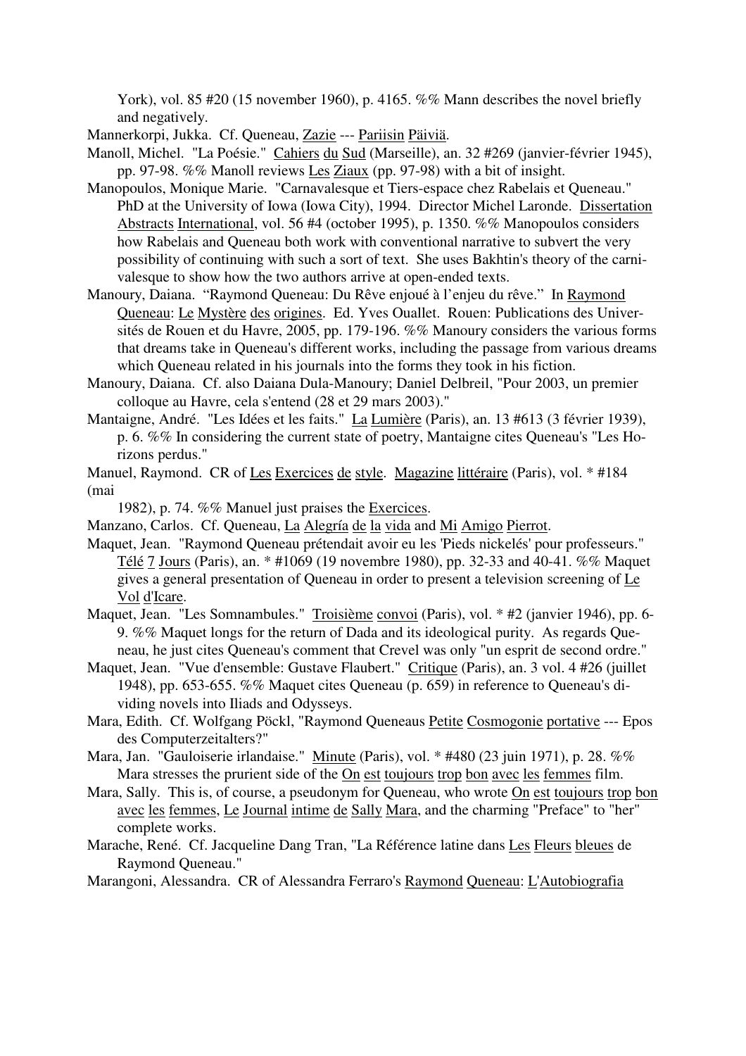York), vol. 85 #20 (15 november 1960), p. 4165. %% Mann describes the novel briefly and negatively.

Mannerkorpi, Jukka. Cf. Queneau, Zazie --- Pariisin Päiviä.

Manoll, Michel. "La Poésie." Cahiers du Sud (Marseille), an. 32 #269 (janvier-février 1945), pp. 97-98. %% Manoll reviews Les Ziaux (pp. 97-98) with a bit of insight.

Manopoulos, Monique Marie. "Carnavalesque et Tiers-espace chez Rabelais et Queneau." PhD at the University of Iowa (Iowa City), 1994. Director Michel Laronde. Dissertation Abstracts International, vol. 56 #4 (october 1995), p. 1350. %% Manopoulos considers how Rabelais and Queneau both work with conventional narrative to subvert the very possibility of continuing with such a sort of text. She uses Bakhtin's theory of the carnivalesque to show how the two authors arrive at open-ended texts.

Manoury, Daiana. "Raymond Queneau: Du Rêve enjoué à l'enjeu du rêve." In Raymond Queneau: Le Mystère des origines. Ed. Yves Ouallet. Rouen: Publications des Universités de Rouen et du Havre, 2005, pp. 179-196. %% Manoury considers the various forms that dreams take in Queneau's different works, including the passage from various dreams which Queneau related in his journals into the forms they took in his fiction.

Manoury, Daiana. Cf. also Daiana Dula-Manoury; Daniel Delbreil, "Pour 2003, un premier colloque au Havre, cela s'entend (28 et 29 mars 2003)."

Mantaigne, André. "Les Idées et les faits." La Lumière (Paris), an. 13 #613 (3 février 1939), p. 6. %% In considering the current state of poetry, Mantaigne cites Queneau's "Les Horizons perdus."

Manuel, Raymond. CR of Les Exercices de style. Magazine littéraire (Paris), vol. * #184 (mai 1982), p. 74. %% Manuel just praises the Exercices.

Manzano, Carlos. Cf. Queneau, La Alegría de la vida and Mi Amigo Pierrot.

Maquet, Jean. "Raymond Queneau prétendait avoir eu les 'Pieds nickelés' pour professeurs." Télé 7 Jours (Paris), an. * #1069 (19 novembre 1980), pp. 32-33 and 40-41. %% Maquet gives a general presentation of Queneau in order to present a television screening of Le Vol d'Icare.

Maquet, Jean. "Les Somnambules." Troisième convoi (Paris), vol. * #2 (janvier 1946), pp. 6-9. %% Maquet longs for the return of Dada and its ideological purity. As regards Queneau, he just cites Queneau's comment that Crevel was only "un esprit de second ordre."

Maquet, Jean. "Vue d'ensemble: Gustave Flaubert." Critique (Paris), an. 3 vol. 4 #26 (juillet 1948), pp. 653-655. %% Maquet cites Queneau (p. 659) in reference to Queneau's dividing novels into Iliads and Odysseys.

Mara, Edith. Cf. Wolfgang Pöckl, "Raymond Queneaus Petite Cosmogonie portative --- Epos des Computerzeitalters?"

Mara, Jan. "Gauloiserie irlandaise." Minute (Paris), vol. * #480 (23 juin 1971), p. 28. %% Mara stresses the prurient side of the On est toujours trop bon avec les femmes film.

Mara, Sally. This is, of course, a pseudonym for Queneau, who wrote On est toujours trop bon avec les femmes, Le Journal intime de Sally Mara, and the charming "Preface" to "her" complete works.

Marache, René. Cf. Jacqueline Dang Tran, "La Référence latine dans Les Fleurs bleues de Raymond Queneau."

Marangoni, Alessandra. CR of Alessandra Ferraro's Raymond Queneau: L'Autobiografia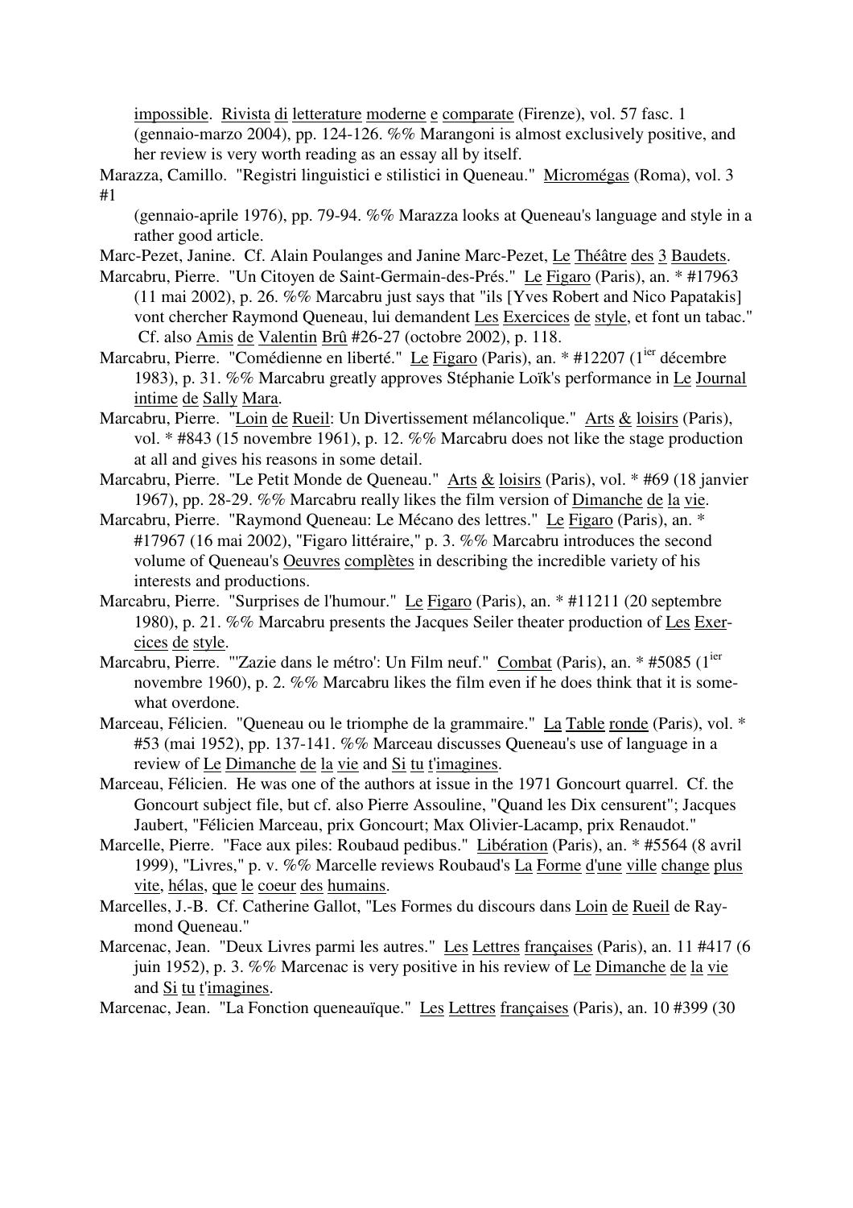impossible. Rivista di letterature moderne e comparate (Firenze), vol. 57 fasc. 1 (gennaio-marzo 2004), pp. 124-126. %% Marangoni is almost exclusively positive, and her review is very worth reading as an essay all by itself.

Marazza, Camillo. "Registri linguistici e stilistici in Queneau." Micromégas (Roma), vol. 3 #1 (gennaio-aprile 1976), pp. 79-94. %% Marazza looks at Queneau's language and style in a rather good article.

Marc-Pezet, Janine. Cf. Alain Poulanges and Janine Marc-Pezet, Le Théâtre des 3 Baudets.

Marcabru, Pierre. "Un Citoyen de Saint-Germain-des-Prés." Le Figaro (Paris), an. * #17963 (11 mai 2002), p. 26. %% Marcabru just says that "ils [Yves Robert and Nico Papatakis] vont chercher Raymond Queneau, lui demandent Les Exercices de style, et font un tabac." Cf. also Amis de Valentin Brû #26-27 (octobre 2002), p. 118.

Marcabru, Pierre. "Comédienne en liberté." Le Figaro (Paris), an. * #12207 (1ier décembre 1983), p. 31. %% Marcabru greatly approves Stéphanie Loïk's performance in Le Journal intime de Sally Mara.

Marcabru, Pierre. "Loin de Rueil: Un Divertissement mélancolique." Arts & loisirs (Paris), vol. * #843 (15 novembre 1961), p. 12. %% Marcabru does not like the stage production at all and gives his reasons in some detail.

Marcabru, Pierre. "Le Petit Monde de Queneau." Arts & loisirs (Paris), vol. * #69 (18 janvier 1967), pp. 28-29. %% Marcabru really likes the film version of Dimanche de la vie.

Marcabru, Pierre. "Raymond Queneau: Le Mécano des lettres." Le Figaro (Paris), an. * #17967 (16 mai 2002), "Figaro littéraire," p. 3. %% Marcabru introduces the second volume of Queneau's Oeuvres complètes in describing the incredible variety of his interests and productions.

Marcabru, Pierre. "Surprises de l'humour." Le Figaro (Paris), an. * #11211 (20 septembre 1980), p. 21. %% Marcabru presents the Jacques Seiler theater production of Les Exercices de style.

Marcabru, Pierre. "'Zazie dans le métro': Un Film neuf." Combat (Paris), an. * #5085 (1ier novembre 1960), p. 2. %% Marcabru likes the film even if he does think that it is somewhat overdone.

Marceau, Félicien. "Queneau ou le triomphe de la grammaire." La Table ronde (Paris), vol. * #53 (mai 1952), pp. 137-141. %% Marceau discusses Queneau's use of language in a review of Le Dimanche de la vie and Si tu t'imagines.

Marceau, Félicien. He was one of the authors at issue in the 1971 Goncourt quarrel. Cf. the Goncourt subject file, but cf. also Pierre Assouline, "Quand les Dix censurent"; Jacques Jaubert, "Félicien Marceau, prix Goncourt; Max Olivier-Lacamp, prix Renaudot."

Marcelle, Pierre. "Face aux piles: Roubaud pedibus." Libération (Paris), an. * #5564 (8 avril 1999), "Livres," p. v. %% Marcelle reviews Roubaud's La Forme d'une ville change plus vite, hélas, que le coeur des humains.

Marcelles, J.-B. Cf. Catherine Gallot, "Les Formes du discours dans Loin de Rueil de Raymond Queneau."

Marcenac, Jean. "Deux Livres parmi les autres." Les Lettres françaises (Paris), an. 11 #417 (6 juin 1952), p. 3. %% Marcenac is very positive in his review of Le Dimanche de la vie and Si tu t'imagines.

Marcenac, Jean. "La Fonction queneauïque." Les Lettres françaises (Paris), an. 10 #399 (30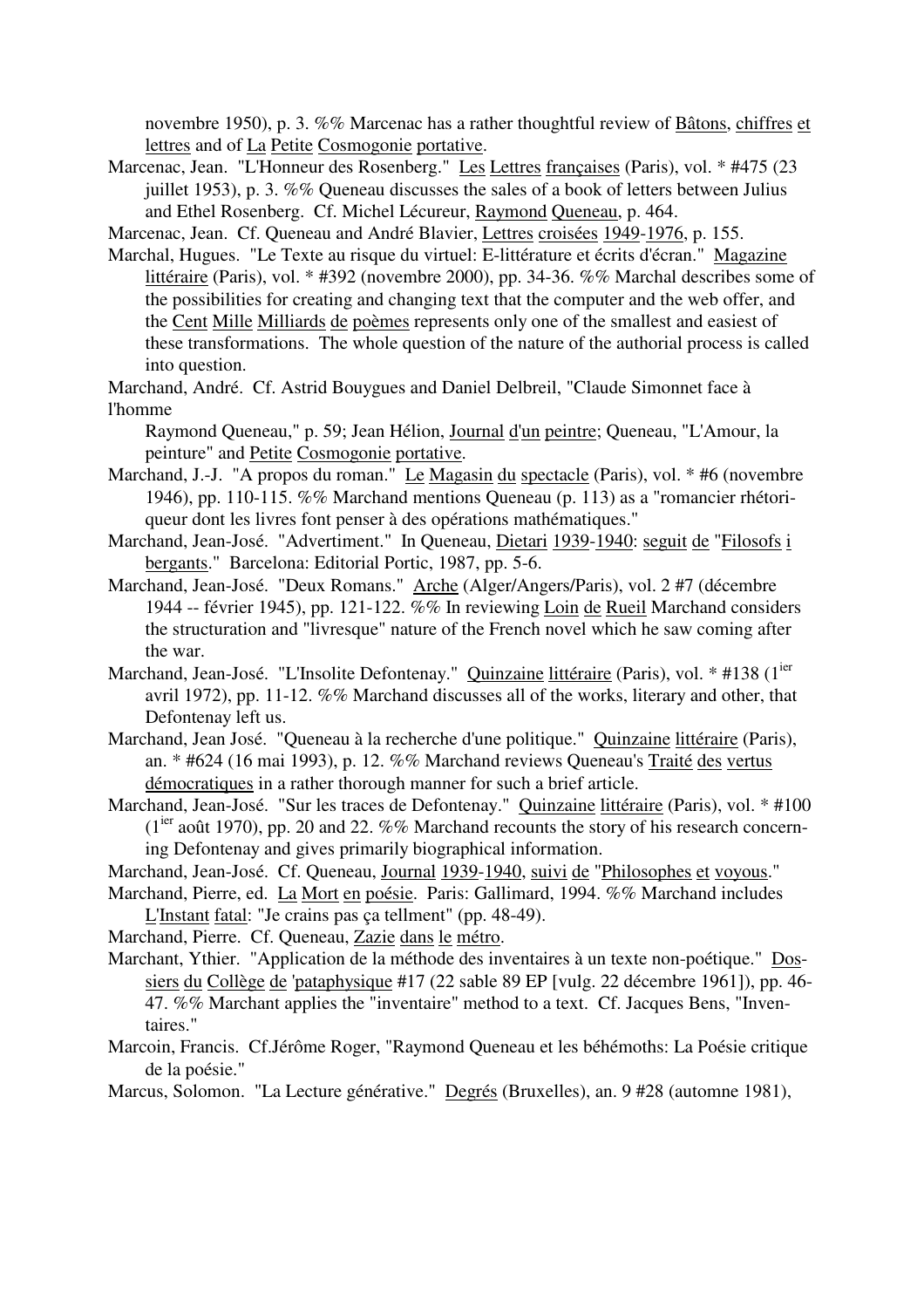novembre 1950), p. 3. %% Marcenac has a rather thoughtful review of Bâtons, chiffres et lettres and of La Petite Cosmogonie portative.

Marcenac, Jean. "L'Honneur des Rosenberg." Les Lettres françaises (Paris), vol. * #475 (23 juillet 1953), p. 3. %% Queneau discusses the sales of a book of letters between Julius and Ethel Rosenberg. Cf. Michel Lécureur, Raymond Queneau, p. 464.

Marcenac, Jean. Cf. Queneau and André Blavier, Lettres croisées 1949-1976, p. 155.

Marchal, Hugues. "Le Texte au risque du virtuel: E-littérature et écrits d'écran." Magazine littéraire (Paris), vol. * #392 (novembre 2000), pp. 34-36. %% Marchal describes some of the possibilities for creating and changing text that the computer and the web offer, and the Cent Mille Milliards de poèmes represents only one of the smallest and easiest of these transformations. The whole question of the nature of the authorial process is called into question.

Marchand, André. Cf. Astrid Bouygues and Daniel Delbreil, "Claude Simonnet face à l'homme Raymond Queneau," p. 59; Jean Hélion, Journal d'un peintre; Queneau, "L'Amour, la peinture" and Petite Cosmogonie portative.

Marchand, J.-J. "A propos du roman." Le Magasin du spectacle (Paris), vol. * #6 (novembre 1946), pp. 110-115. %% Marchand mentions Queneau (p. 113) as a "romancier rhétoriqueur dont les livres font penser à des opérations mathématiques."

Marchand, Jean-José. "Advertiment." In Queneau, Dietari 1939-1940: seguit de "Filosofs i bergants." Barcelona: Editorial Portic, 1987, pp. 5-6.

Marchand, Jean-José. "Deux Romans." Arche (Alger/Angers/Paris), vol. 2 #7 (décembre 1944 -- février 1945), pp. 121-122. %% In reviewing Loin de Rueil Marchand considers the structuration and "livresque" nature of the French novel which he saw coming after the war.

Marchand, Jean-José. "L'Insolite Defontenay." Quinzaine littéraire (Paris), vol. * #138 (1ier avril 1972), pp. 11-12. %% Marchand discusses all of the works, literary and other, that Defontenay left us.

Marchand, Jean José. "Queneau à la recherche d'une politique." Quinzaine littéraire (Paris), an. * #624 (16 mai 1993), p. 12. %% Marchand reviews Queneau's Traité des vertus démocratiques in a rather thorough manner for such a brief article.

Marchand, Jean-José. "Sur les traces de Defontenay." Quinzaine littéraire (Paris), vol. * #100 (1ier août 1970), pp. 20 and 22. %% Marchand recounts the story of his research concerning Defontenay and gives primarily biographical information.

Marchand, Jean-José. Cf. Queneau, Journal 1939-1940, suivi de "Philosophes et voyous."

Marchand, Pierre, ed. La Mort en poésie. Paris: Gallimard, 1994. %% Marchand includes L'Instant fatal: "Je crains pas ça tellment" (pp. 48-49).

Marchand, Pierre. Cf. Queneau, Zazie dans le métro.

Marchant, Ythier. "Application de la méthode des inventaires à un texte non-poétique." Dossiers du Collège de 'pataphysique #17 (22 sable 89 EP [vulg. 22 décembre 1961]), pp. 46-47. %% Marchant applies the "inventaire" method to a text. Cf. Jacques Bens, "Inventaires."

Marcoin, Francis. Cf.Jérôme Roger, "Raymond Queneau et les béhémoths: La Poésie critique de la poésie."

Marcus, Solomon. "La Lecture générative." Degrés (Bruxelles), an. 9 #28 (automne 1981),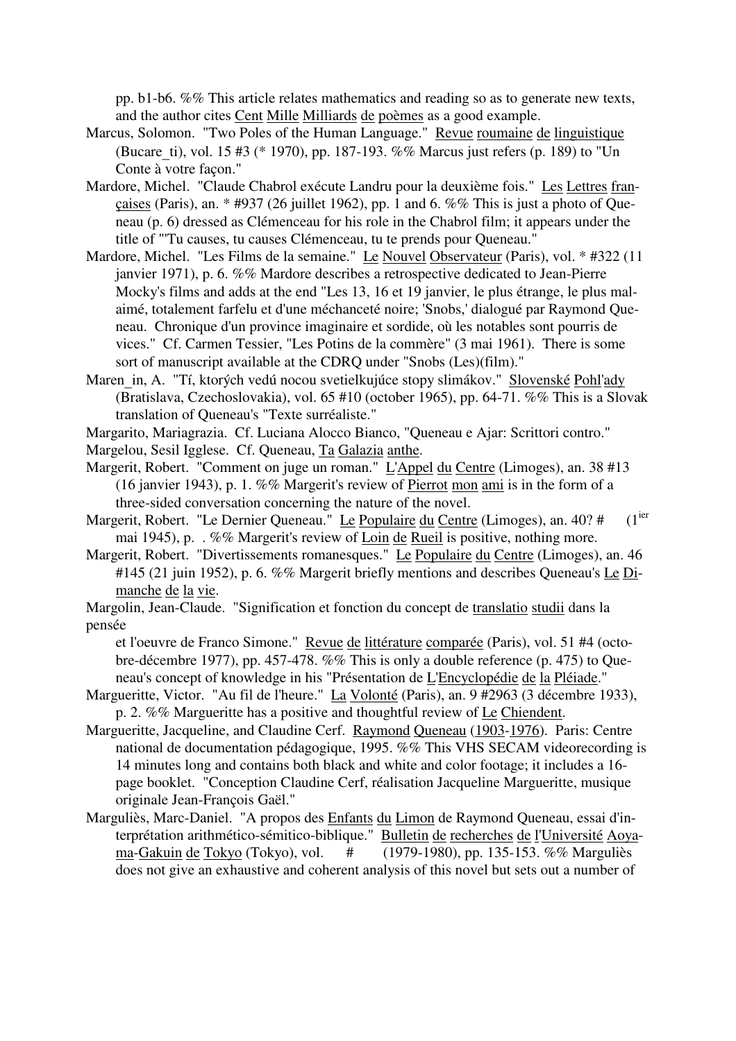pp. b1-b6. %% This article relates mathematics and reading so as to generate new texts, and the author cites Cent Mille Milliards de poèmes as a good example.

Marcus, Solomon. "Two Poles of the Human Language." Revue roumaine de linguistique (Bucare_ti), vol. 15 #3 (* 1970), pp. 187-193. %% Marcus just refers (p. 189) to "Un Conte à votre façon."

Mardore, Michel. "Claude Chabrol exécute Landru pour la deuxième fois." Les Lettres françaises (Paris), an. * #937 (26 juillet 1962), pp. 1 and 6. %% This is just a photo of Queneau (p. 6) dressed as Clémenceau for his role in the Chabrol film; it appears under the title of "'Tu causes, tu causes Clémenceau, tu te prends pour Queneau."

Mardore, Michel. "Les Films de la semaine." Le Nouvel Observateur (Paris), vol. * #322 (11 janvier 1971), p. 6. %% Mardore describes a retrospective dedicated to Jean-Pierre Mocky's films and adds at the end "Les 13, 16 et 19 janvier, le plus étrange, le plus mal-aimé, totalement farfelu et d'une méchanceté noire; 'Snobs,' dialogué par Raymond Queneau. Chronique d'un province imaginaire et sordide, où les notables sont pourris de vices." Cf. Carmen Tessier, "Les Potins de la commère" (3 mai 1961). There is some sort of manuscript available at the CDRQ under "Snobs (Les)(film)."

Maren_in, A. "Tí, ktorých vedú nocou svetielkujúce stopy slimákov." Slovenské Pohl'ady (Bratislava, Czechoslovakia), vol. 65 #10 (october 1965), pp. 64-71. %% This is a Slovak translation of Queneau's "Texte surréaliste."

Margarito, Mariagrazia. Cf. Luciana Alocco Bianco, "Queneau e Ajar: Scrittori contro."

Margelou, Sesil Igglese. Cf. Queneau, Ta Galazia anthe.

Margerit, Robert. "Comment on juge un roman." L'Appel du Centre (Limoges), an. 38 #13 (16 janvier 1943), p. 1. %% Margerit's review of Pierrot mon ami is in the form of a three-sided conversation concerning the nature of the novel.

Margerit, Robert. "Le Dernier Queneau." Le Populaire du Centre (Limoges), an. 40? # (1[ier] mai 1945), p. . %% Margerit's review of Loin de Rueil is positive, nothing more.

Margerit, Robert. "Divertissements romanesques." Le Populaire du Centre (Limoges), an. 46 #145 (21 juin 1952), p. 6. %% Margerit briefly mentions and describes Queneau's Le Dimanche de la vie.

Margolin, Jean-Claude. "Signification et fonction du concept de translatio studii dans la pensée et l'oeuvre de Franco Simone." Revue de littérature comparée (Paris), vol. 51 #4 (octobre-décembre 1977), pp. 457-478. %% This is only a double reference (p. 475) to Queneau's concept of knowledge in his "Présentation de L'Encyclopédie de la Pléiade."

Margueritte, Victor. "Au fil de l'heure." La Volonté (Paris), an. 9 #2963 (3 décembre 1933), p. 2. %% Margueritte has a positive and thoughtful review of Le Chiendent.

Margueritte, Jacqueline, and Claudine Cerf. Raymond Queneau (1903-1976). Paris: Centre national de documentation pédagogique, 1995. %% This VHS SECAM videorecording is 14 minutes long and contains both black and white and color footage; it includes a 16-page booklet. "Conception Claudine Cerf, réalisation Jacqueline Margueritte, musique originale Jean-François Gaël."

Marguliès, Marc-Daniel. "A propos des Enfants du Limon de Raymond Queneau, essai d'interprétation arithmético-sémitico-biblique." Bulletin de recherches de l'Université Aoyama-Gakuin de Tokyo (Tokyo), vol. # (1979-1980), pp. 135-153. %% Marguliès does not give an exhaustive and coherent analysis of this novel but sets out a number of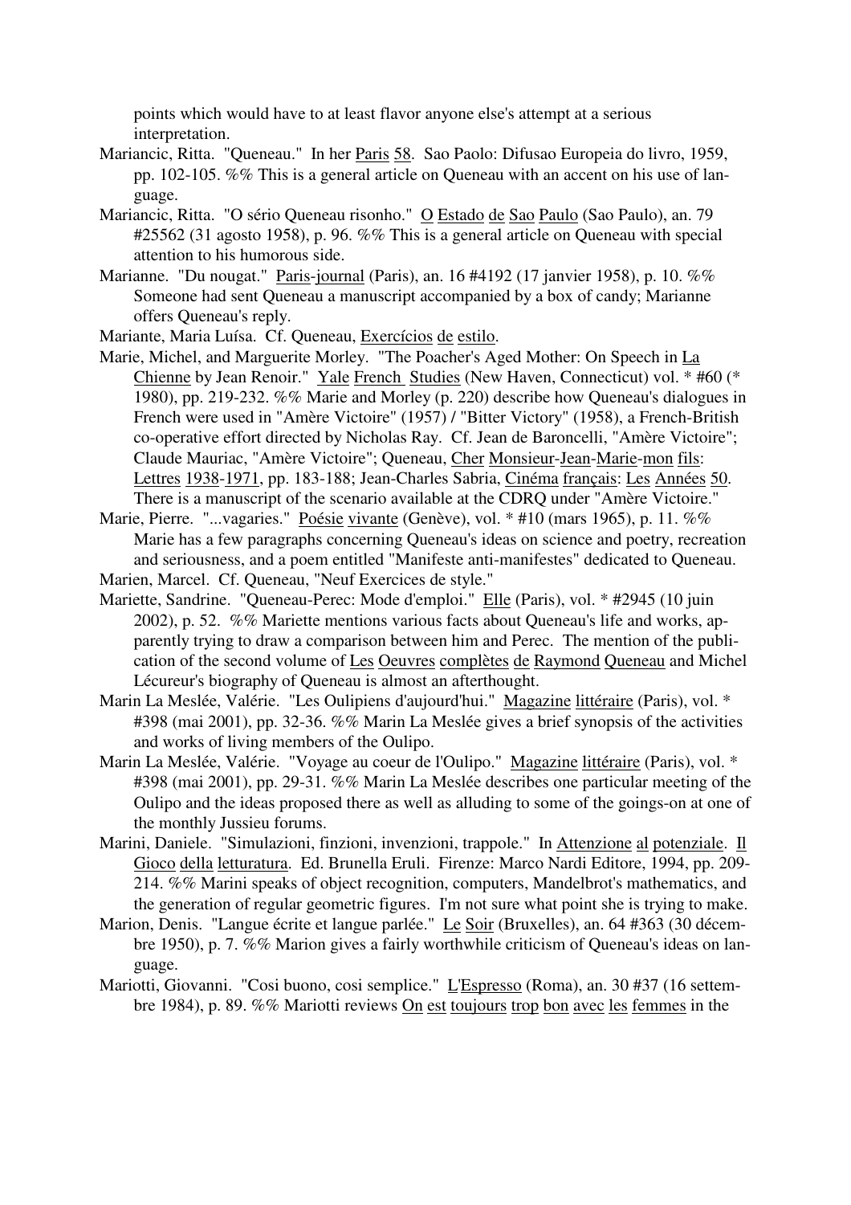points which would have to at least flavor anyone else's attempt at a serious interpretation.

Mariancic, Ritta. "Queneau." In her Paris 58. Sao Paolo: Difusao Europeia do livro, 1959, pp. 102-105. %% This is a general article on Queneau with an accent on his use of language.

Mariancic, Ritta. "O sério Queneau risonho." O Estado de Sao Paulo (Sao Paulo), an. 79 #25562 (31 agosto 1958), p. 96. %% This is a general article on Queneau with special attention to his humorous side.

Marianne. "Du nougat." Paris-journal (Paris), an. 16 #4192 (17 janvier 1958), p. 10. %% Someone had sent Queneau a manuscript accompanied by a box of candy; Marianne offers Queneau's reply.

Mariante, Maria Luísa. Cf. Queneau, Exercícios de estilo.

Marie, Michel, and Marguerite Morley. "The Poacher's Aged Mother: On Speech in La Chienne by Jean Renoir." Yale French Studies (New Haven, Connecticut) vol. * #60 (* 1980), pp. 219-232. %% Marie and Morley (p. 220) describe how Queneau's dialogues in French were used in "Amère Victoire" (1957) / "Bitter Victory" (1958), a French-British co-operative effort directed by Nicholas Ray. Cf. Jean de Baroncelli, "Amère Victoire"; Claude Mauriac, "Amère Victoire"; Queneau, Cher Monsieur-Jean-Marie-mon fils: Lettres 1938-1971, pp. 183-188; Jean-Charles Sabria, Cinéma français: Les Années 50. There is a manuscript of the scenario available at the CDRQ under "Amère Victoire."

Marie, Pierre. "...vagaries." Poésie vivante (Genève), vol. * #10 (mars 1965), p. 11. %% Marie has a few paragraphs concerning Queneau's ideas on science and poetry, recreation and seriousness, and a poem entitled "Manifeste anti-manifestes" dedicated to Queneau.

Marien, Marcel. Cf. Queneau, "Neuf Exercices de style."

Mariette, Sandrine. "Queneau-Perec: Mode d'emploi." Elle (Paris), vol. * #2945 (10 juin 2002), p. 52. %% Mariette mentions various facts about Queneau's life and works, apparently trying to draw a comparison between him and Perec. The mention of the publication of the second volume of Les Oeuvres complètes de Raymond Queneau and Michel Lécureur's biography of Queneau is almost an afterthought.

Marin La Meslée, Valérie. "Les Oulipiens d'aujourd'hui." Magazine littéraire (Paris), vol. * #398 (mai 2001), pp. 32-36. %% Marin La Meslée gives a brief synopsis of the activities and works of living members of the Oulipo.

Marin La Meslée, Valérie. "Voyage au coeur de l'Oulipo." Magazine littéraire (Paris), vol. * #398 (mai 2001), pp. 29-31. %% Marin La Meslée describes one particular meeting of the Oulipo and the ideas proposed there as well as alluding to some of the goings-on at one of the monthly Jussieu forums.

Marini, Daniele. "Simulazioni, finzioni, invenzioni, trappole." In Attenzione al potenziale. Il Gioco della letturatura. Ed. Brunella Eruli. Firenze: Marco Nardi Editore, 1994, pp. 209-214. %% Marini speaks of object recognition, computers, Mandelbrot's mathematics, and the generation of regular geometric figures. I'm not sure what point she is trying to make.

Marion, Denis. "Langue écrite et langue parlée." Le Soir (Bruxelles), an. 64 #363 (30 décembre 1950), p. 7. %% Marion gives a fairly worthwhile criticism of Queneau's ideas on language.

Mariotti, Giovanni. "Cosi buono, cosi semplice." L'Espresso (Roma), an. 30 #37 (16 settembre 1984), p. 89. %% Mariotti reviews On est toujours trop bon avec les femmes in the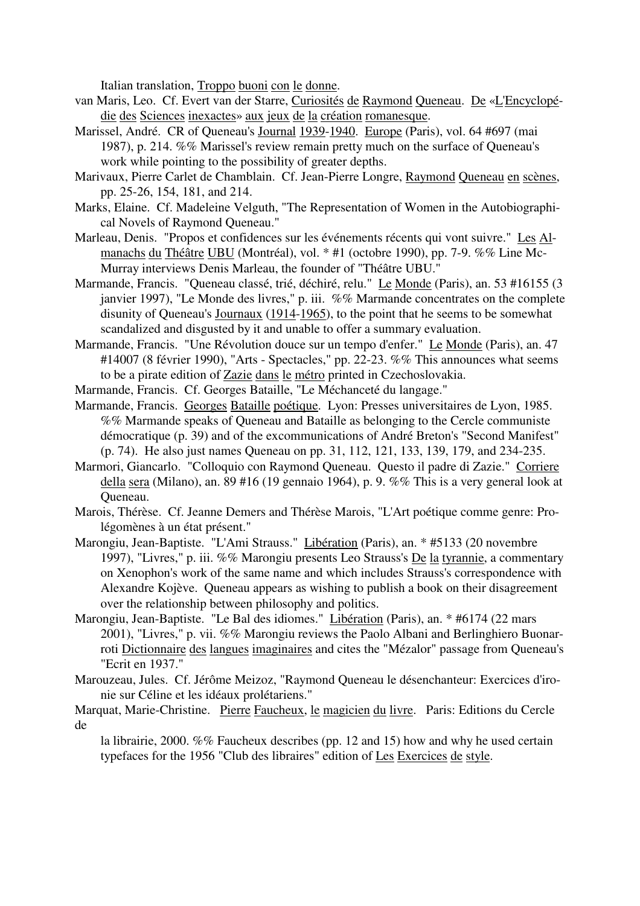Italian translation, Troppo buoni con le donne.

van Maris, Leo. Cf. Evert van der Starre, Curiosités de Raymond Queneau. De «L'Encyclopédie des Sciences inexactes» aux jeux de la création romanesque.

Marissel, André. CR of Queneau's Journal 1939-1940. Europe (Paris), vol. 64 #697 (mai 1987), p. 214. %% Marissel's review remain pretty much on the surface of Queneau's work while pointing to the possibility of greater depths.

Marivaux, Pierre Carlet de Chamblain. Cf. Jean-Pierre Longre, Raymond Queneau en scènes, pp. 25-26, 154, 181, and 214.

Marks, Elaine. Cf. Madeleine Velguth, "The Representation of Women in the Autobiographical Novels of Raymond Queneau."

Marleau, Denis. "Propos et confidences sur les événements récents qui vont suivre." Les Almanachs du Théâtre UBU (Montréal), vol. * #1 (octobre 1990), pp. 7-9. %% Line McMurray interviews Denis Marleau, the founder of "Théâtre UBU."

Marmande, Francis. "Queneau classé, trié, déchiré, relu." Le Monde (Paris), an. 53 #16155 (3 janvier 1997), "Le Monde des livres," p. iii. %% Marmande concentrates on the complete disunity of Queneau's Journaux (1914-1965), to the point that he seems to be somewhat scandalized and disgusted by it and unable to offer a summary evaluation.

Marmande, Francis. "Une Révolution douce sur un tempo d'enfer." Le Monde (Paris), an. 47 #14007 (8 février 1990), "Arts - Spectacles," pp. 22-23. %% This announces what seems to be a pirate edition of Zazie dans le métro printed in Czechoslovakia.

Marmande, Francis. Cf. Georges Bataille, "Le Méchanceté du langage."

Marmande, Francis. Georges Bataille poétique. Lyon: Presses universitaires de Lyon, 1985. %% Marmande speaks of Queneau and Bataille as belonging to the Cercle communiste démocratique (p. 39) and of the excommunications of André Breton's "Second Manifest" (p. 74). He also just names Queneau on pp. 31, 112, 121, 133, 139, 179, and 234-235.

Marmori, Giancarlo. "Colloquio con Raymond Queneau. Questo il padre di Zazie." Corriere della sera (Milano), an. 89 #16 (19 gennaio 1964), p. 9. %% This is a very general look at Queneau.

Marois, Thérèse. Cf. Jeanne Demers and Thérèse Marois, "L'Art poétique comme genre: Prolégomènes à un état présent."

Marongiu, Jean-Baptiste. "L'Ami Strauss." Libération (Paris), an. * #5133 (20 novembre 1997), "Livres," p. iii. %% Marongiu presents Leo Strauss's De la tyrannie, a commentary on Xenophon's work of the same name and which includes Strauss's correspondence with Alexandre Kojève. Queneau appears as wishing to publish a book on their disagreement over the relationship between philosophy and politics.

Marongiu, Jean-Baptiste. "Le Bal des idiomes." Libération (Paris), an. * #6174 (22 mars 2001), "Livres," p. vii. %% Marongiu reviews the Paolo Albani and Berlinghiero Buonarroti Dictionnaire des langues imaginaires and cites the "Mézalor" passage from Queneau's "Ecrit en 1937."

Marouzeau, Jules. Cf. Jérôme Meizoz, "Raymond Queneau le désenchanteur: Exercices d'ironie sur Céline et les idéaux prolétariens."

Marquat, Marie-Christine. Pierre Faucheux, le magicien du livre. Paris: Editions du Cercle de la librairie, 2000. %% Faucheux describes (pp. 12 and 15) how and why he used certain typefaces for the 1956 "Club des libraires" edition of Les Exercices de style.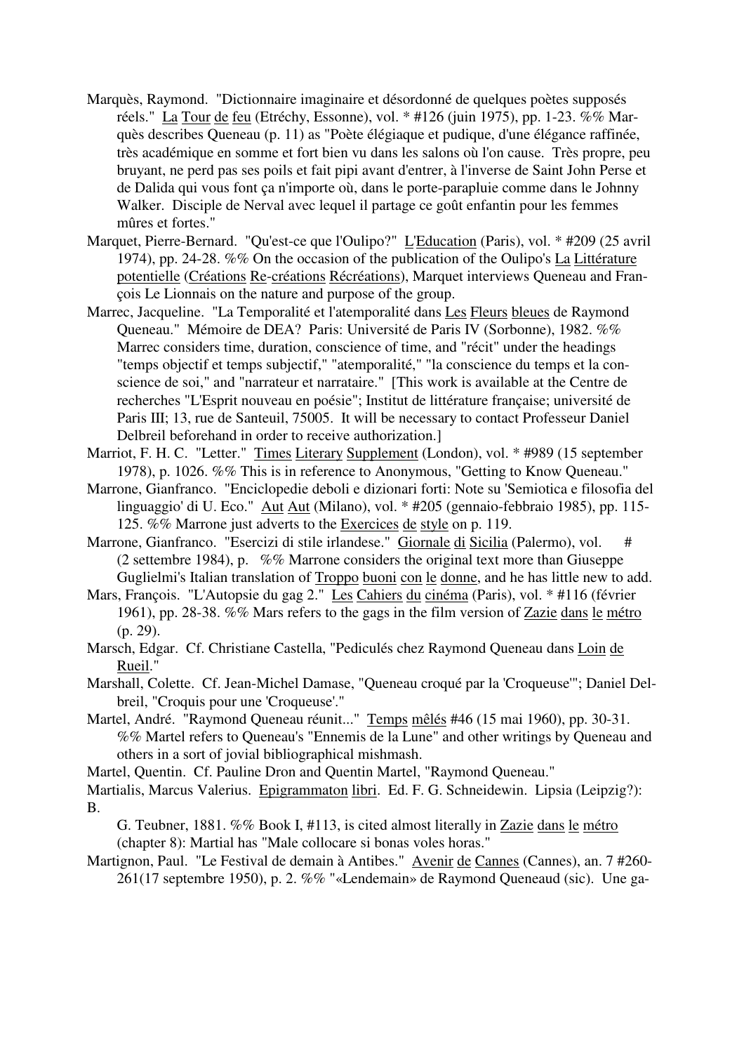Marquès, Raymond. "Dictionnaire imaginaire et désordonné de quelques poètes supposés réels." La Tour de feu (Etréchy, Essonne), vol. * #126 (juin 1975), pp. 1-23. %% Marquès describes Queneau (p. 11) as "Poète élégiaque et pudique, d'une élégance raffinée, très académique en somme et fort bien vu dans les salons où l'on cause. Très propre, peu bruyant, ne perd pas ses poils et fait pipi avant d'entrer, à l'inverse de Saint John Perse et de Dalida qui vous font ça n'importe où, dans le porte-parapluie comme dans le Johnny Walker. Disciple de Nerval avec lequel il partage ce goût enfantin pour les femmes mûres et fortes."

Marquet, Pierre-Bernard. "Qu'est-ce que l'Oulipo?" L'Education (Paris), vol. * #209 (25 avril 1974), pp. 24-28. %% On the occasion of the publication of the Oulipo's La Littérature potentielle (Créations Re-créations Récréations), Marquet interviews Queneau and François Le Lionnais on the nature and purpose of the group.

Marrec, Jacqueline. "La Temporalité et l'atemporalité dans Les Fleurs bleues de Raymond Queneau." Mémoire de DEA? Paris: Université de Paris IV (Sorbonne), 1982. %% Marrec considers time, duration, conscience of time, and "récit" under the headings "temps objectif et temps subjectif," "atemporalité," "la conscience du temps et la conscience de soi," and "narrateur et narrataire." [This work is available at the Centre de recherches "L'Esprit nouveau en poésie"; Institut de littérature française; université de Paris III; 13, rue de Santeuil, 75005. It will be necessary to contact Professeur Daniel Delbreil beforehand in order to receive authorization.]

Marriot, F. H. C. "Letter." Times Literary Supplement (London), vol. * #989 (15 september 1978), p. 1026. %% This is in reference to Anonymous, "Getting to Know Queneau."

Marrone, Gianfranco. "Enciclopedie deboli e dizionari forti: Note su 'Semiotica e filosofia del linguaggio' di U. Eco." Aut Aut (Milano), vol. * #205 (gennaio-febbraio 1985), pp. 115-125. %% Marrone just adverts to the Exercices de style on p. 119.

Marrone, Gianfranco. "Esercizi di stile irlandese." Giornale di Sicilia (Palermo), vol. # (2 settembre 1984), p. %% Marrone considers the original text more than Giuseppe Guglielmi's Italian translation of Troppo buoni con le donne, and he has little new to add.

Mars, François. "L'Autopsie du gag 2." Les Cahiers du cinéma (Paris), vol. * #116 (février 1961), pp. 28-38. %% Mars refers to the gags in the film version of Zazie dans le métro (p. 29).

Marsch, Edgar. Cf. Christiane Castella, "Pediculés chez Raymond Queneau dans Loin de Rueil."

Marshall, Colette. Cf. Jean-Michel Damase, "Queneau croqué par la 'Croqueuse'"; Daniel Delbreil, "Croquis pour une 'Croqueuse'."

Martel, André. "Raymond Queneau réunit..." Temps mêlés #46 (15 mai 1960), pp. 30-31. %% Martel refers to Queneau's "Ennemis de la Lune" and other writings by Queneau and others in a sort of jovial bibliographical mishmash.

Martel, Quentin. Cf. Pauline Dron and Quentin Martel, "Raymond Queneau."

Martialis, Marcus Valerius. Epigrammaton libri. Ed. F. G. Schneidewin. Lipsia (Leipzig?): B. G. Teubner, 1881. %% Book I, #113, is cited almost literally in Zazie dans le métro (chapter 8): Martial has "Male collocare si bonas voles horas."

Martignon, Paul. "Le Festival de demain à Antibes." Avenir de Cannes (Cannes), an. 7 #260-261(17 septembre 1950), p. 2. %% "«Lendemain» de Raymond Queneaud (sic). Une ga-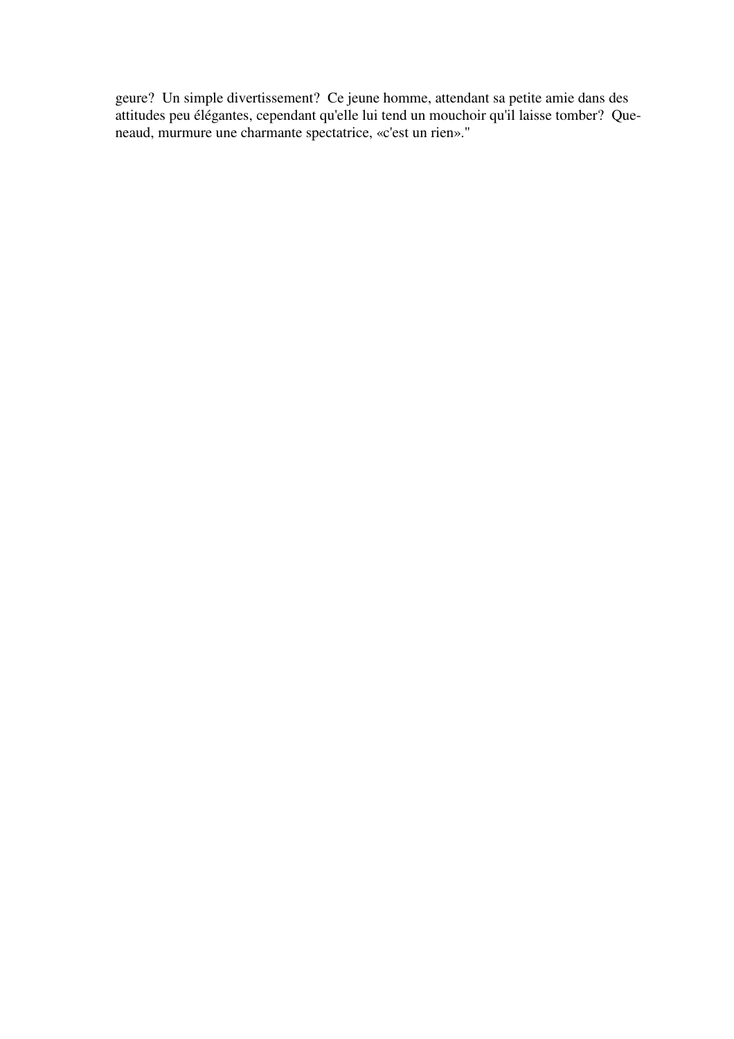geure? Un simple divertissement? Ce jeune homme, attendant sa petite amie dans des attitudes peu élégantes, cependant qu'elle lui tend un mouchoir qu'il laisse tomber? Queneaud, murmure une charmante spectatrice, «c'est un rien»."